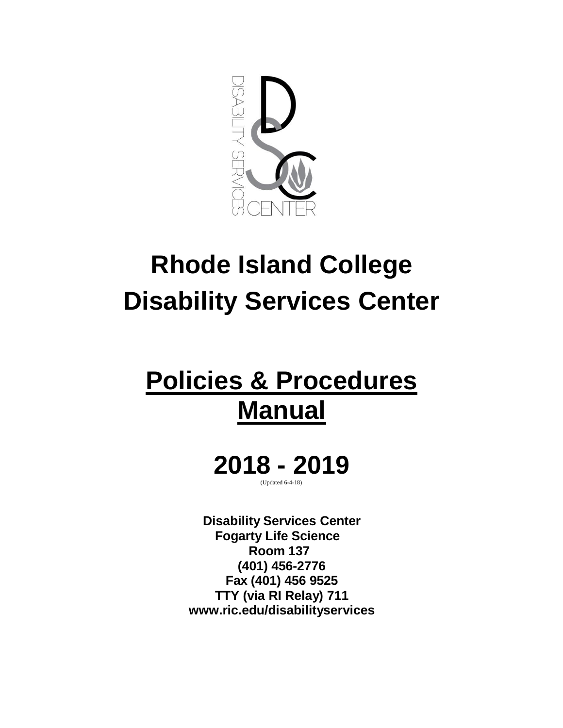# Rhode Island College Disability Services Center

# Policies & Procedures Manual

# 2018 - 2019

(Updated 6-4-18)

**Disability Services Center**
**Fogarty Life Science**
**Room 137**
**(401) 456-2776**
**Fax (401) 456 9525**
**TTY (via RI Relay) 711**
**www.ric.edu/disabilityservices**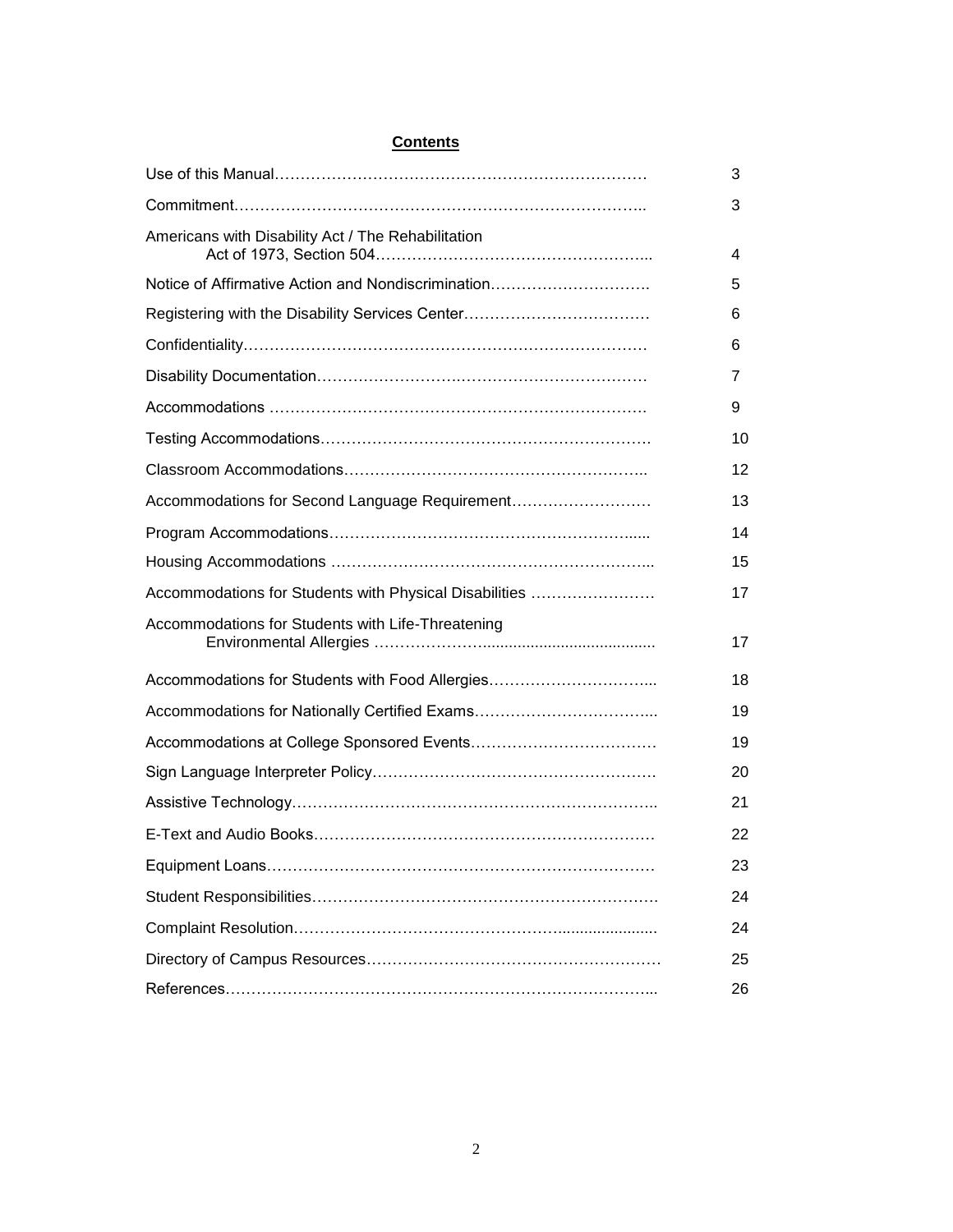## Contents

| | |
|---|---|
| Use of this Manual | 3 |
| Commitment | 3 |
| Americans with Disability Act / The Rehabilitation Act of 1973, Section 504 | 4 |
| Notice of Affirmative Action and Nondiscrimination | 5 |
| Registering with the Disability Services Center | 6 |
| Confidentiality | 6 |
| Disability Documentation | 7 |
| Accommodations | 9 |
| Testing Accommodations | 10 |
| Classroom Accommodations | 12 |
| Accommodations for Second Language Requirement | 13 |
| Program Accommodations | 14 |
| Housing Accommodations | 15 |
| Accommodations for Students with Physical Disabilities | 17 |
| Accommodations for Students with Life-Threatening Environmental Allergies | 17 |
| Accommodations for Students with Food Allergies | 18 |
| Accommodations for Nationally Certified Exams | 19 |
| Accommodations at College Sponsored Events | 19 |
| Sign Language Interpreter Policy | 20 |
| Assistive Technology | 21 |
| E-Text and Audio Books | 22 |
| Equipment Loans | 23 |
| Student Responsibilities | 24 |
| Complaint Resolution | 24 |
| Directory of Campus Resources | 25 |
| References | 26 |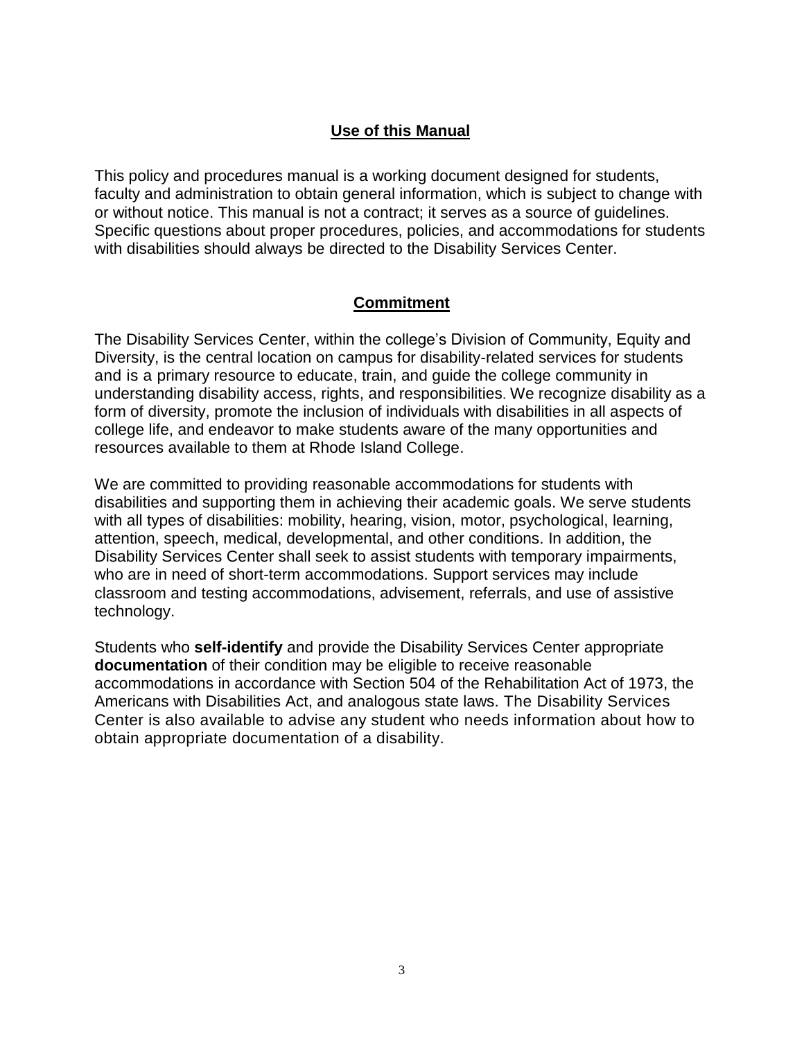## Use of this Manual

This policy and procedures manual is a working document designed for students, faculty and administration to obtain general information, which is subject to change with or without notice. This manual is not a contract; it serves as a source of guidelines. Specific questions about proper procedures, policies, and accommodations for students with disabilities should always be directed to the Disability Services Center.

## Commitment

The Disability Services Center, within the college's Division of Community, Equity and Diversity, is the central location on campus for disability-related services for students and is a primary resource to educate, train, and guide the college community in understanding disability access, rights, and responsibilities. We recognize disability as a form of diversity, promote the inclusion of individuals with disabilities in all aspects of college life, and endeavor to make students aware of the many opportunities and resources available to them at Rhode Island College.

We are committed to providing reasonable accommodations for students with disabilities and supporting them in achieving their academic goals. We serve students with all types of disabilities: mobility, hearing, vision, motor, psychological, learning, attention, speech, medical, developmental, and other conditions. In addition, the Disability Services Center shall seek to assist students with temporary impairments, who are in need of short-term accommodations. Support services may include classroom and testing accommodations, advisement, referrals, and use of assistive technology.

Students who **self-identify** and provide the Disability Services Center appropriate **documentation** of their condition may be eligible to receive reasonable accommodations in accordance with Section 504 of the Rehabilitation Act of 1973, the Americans with Disabilities Act, and analogous state laws. The Disability Services Center is also available to advise any student who needs information about how to obtain appropriate documentation of a disability.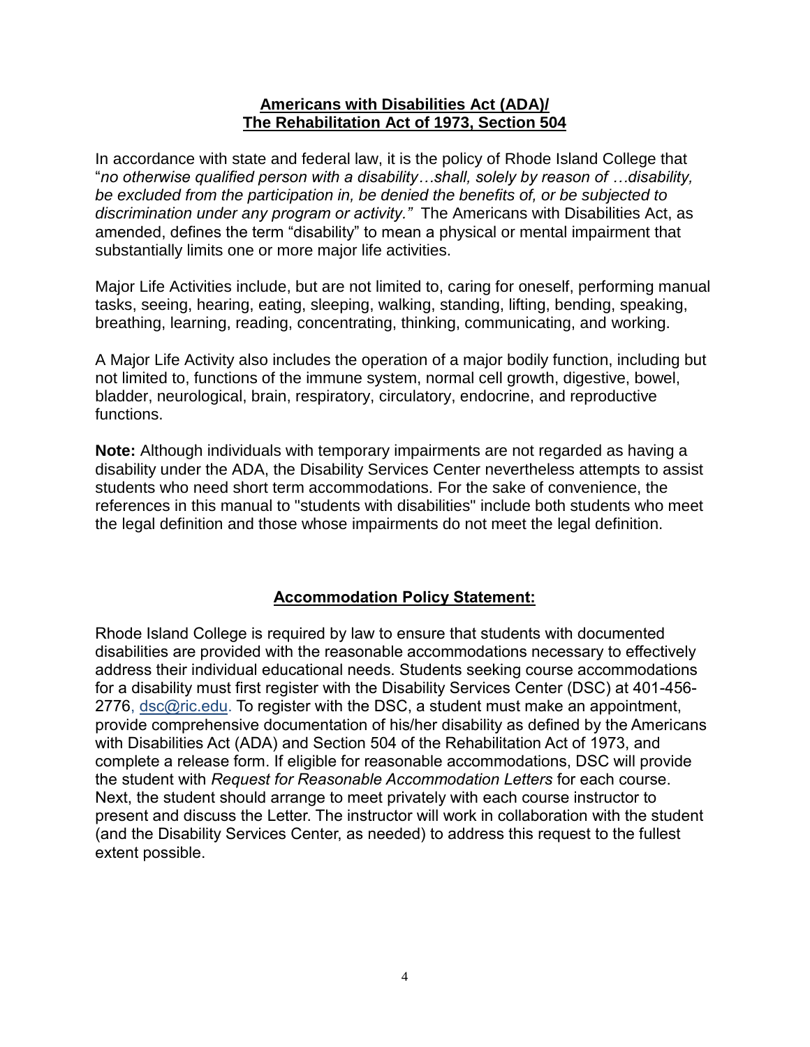## **Americans with Disabilities Act (ADA)/ The Rehabilitation Act of 1973, Section 504**

In accordance with state and federal law, it is the policy of Rhode Island College that "*no otherwise qualified person with a disability…shall, solely by reason of …disability, be excluded from the participation in, be denied the benefits of, or be subjected to discrimination under any program or activity."* The Americans with Disabilities Act, as amended, defines the term "disability" to mean a physical or mental impairment that substantially limits one or more major life activities.

Major Life Activities include, but are not limited to, caring for oneself, performing manual tasks, seeing, hearing, eating, sleeping, walking, standing, lifting, bending, speaking, breathing, learning, reading, concentrating, thinking, communicating, and working.

A Major Life Activity also includes the operation of a major bodily function, including but not limited to, functions of the immune system, normal cell growth, digestive, bowel, bladder, neurological, brain, respiratory, circulatory, endocrine, and reproductive functions.

**Note:** Although individuals with temporary impairments are not regarded as having a disability under the ADA, the Disability Services Center nevertheless attempts to assist students who need short term accommodations. For the sake of convenience, the references in this manual to "students with disabilities" include both students who meet the legal definition and those whose impairments do not meet the legal definition.

## **Accommodation Policy Statement:**

Rhode Island College is required by law to ensure that students with documented disabilities are provided with the reasonable accommodations necessary to effectively address their individual educational needs. Students seeking course accommodations for a disability must first register with the Disability Services Center (DSC) at 401-456-2776, dsc@ric.edu. To register with the DSC, a student must make an appointment, provide comprehensive documentation of his/her disability as defined by the Americans with Disabilities Act (ADA) and Section 504 of the Rehabilitation Act of 1973, and complete a release form. If eligible for reasonable accommodations, DSC will provide the student with *Request for Reasonable Accommodation Letters* for each course. Next, the student should arrange to meet privately with each course instructor to present and discuss the Letter. The instructor will work in collaboration with the student (and the Disability Services Center, as needed) to address this request to the fullest extent possible.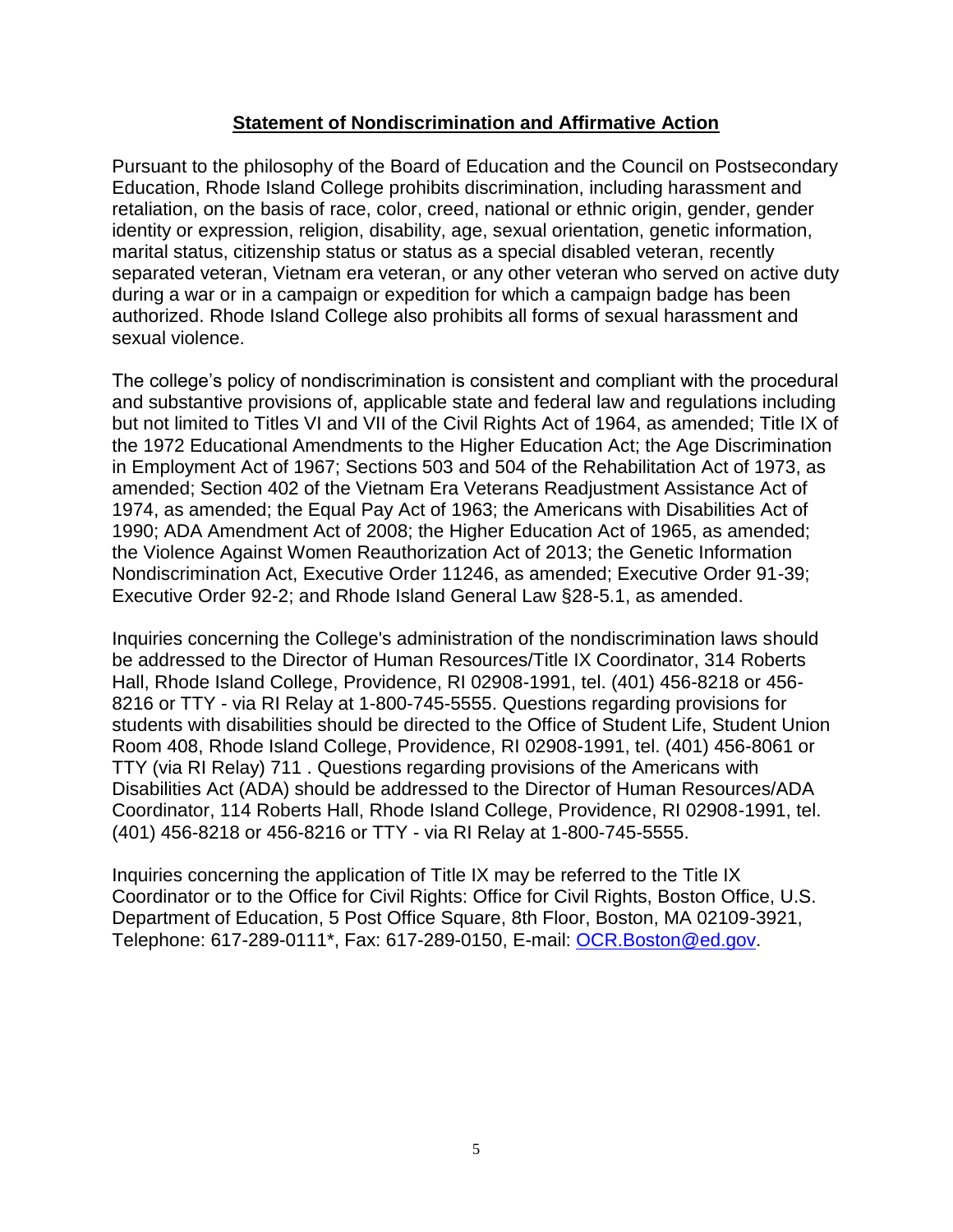## **Statement of Nondiscrimination and Affirmative Action**

Pursuant to the philosophy of the Board of Education and the Council on Postsecondary Education, Rhode Island College prohibits discrimination, including harassment and retaliation, on the basis of race, color, creed, national or ethnic origin, gender, gender identity or expression, religion, disability, age, sexual orientation, genetic information, marital status, citizenship status or status as a special disabled veteran, recently separated veteran, Vietnam era veteran, or any other veteran who served on active duty during a war or in a campaign or expedition for which a campaign badge has been authorized. Rhode Island College also prohibits all forms of sexual harassment and sexual violence.

The college's policy of nondiscrimination is consistent and compliant with the procedural and substantive provisions of, applicable state and federal law and regulations including but not limited to Titles VI and VII of the Civil Rights Act of 1964, as amended; Title IX of the 1972 Educational Amendments to the Higher Education Act; the Age Discrimination in Employment Act of 1967; Sections 503 and 504 of the Rehabilitation Act of 1973, as amended; Section 402 of the Vietnam Era Veterans Readjustment Assistance Act of 1974, as amended; the Equal Pay Act of 1963; the Americans with Disabilities Act of 1990; ADA Amendment Act of 2008; the Higher Education Act of 1965, as amended; the Violence Against Women Reauthorization Act of 2013; the Genetic Information Nondiscrimination Act, Executive Order 11246, as amended; Executive Order 91-39; Executive Order 92-2; and Rhode Island General Law §28-5.1, as amended.

Inquiries concerning the College's administration of the nondiscrimination laws should be addressed to the Director of Human Resources/Title IX Coordinator, 314 Roberts Hall, Rhode Island College, Providence, RI 02908-1991, tel. (401) 456-8218 or 456-8216 or TTY - via RI Relay at 1-800-745-5555. Questions regarding provisions for students with disabilities should be directed to the Office of Student Life, Student Union Room 408, Rhode Island College, Providence, RI 02908-1991, tel. (401) 456-8061 or TTY (via RI Relay) 711 . Questions regarding provisions of the Americans with Disabilities Act (ADA) should be addressed to the Director of Human Resources/ADA Coordinator, 114 Roberts Hall, Rhode Island College, Providence, RI 02908-1991, tel. (401) 456-8218 or 456-8216 or TTY - via RI Relay at 1-800-745-5555.

Inquiries concerning the application of Title IX may be referred to the Title IX Coordinator or to the Office for Civil Rights: Office for Civil Rights, Boston Office, U.S. Department of Education, 5 Post Office Square, 8th Floor, Boston, MA 02109-3921, Telephone: 617-289-0111*, Fax: 617-289-0150, E-mail: OCR.Boston@ed.gov.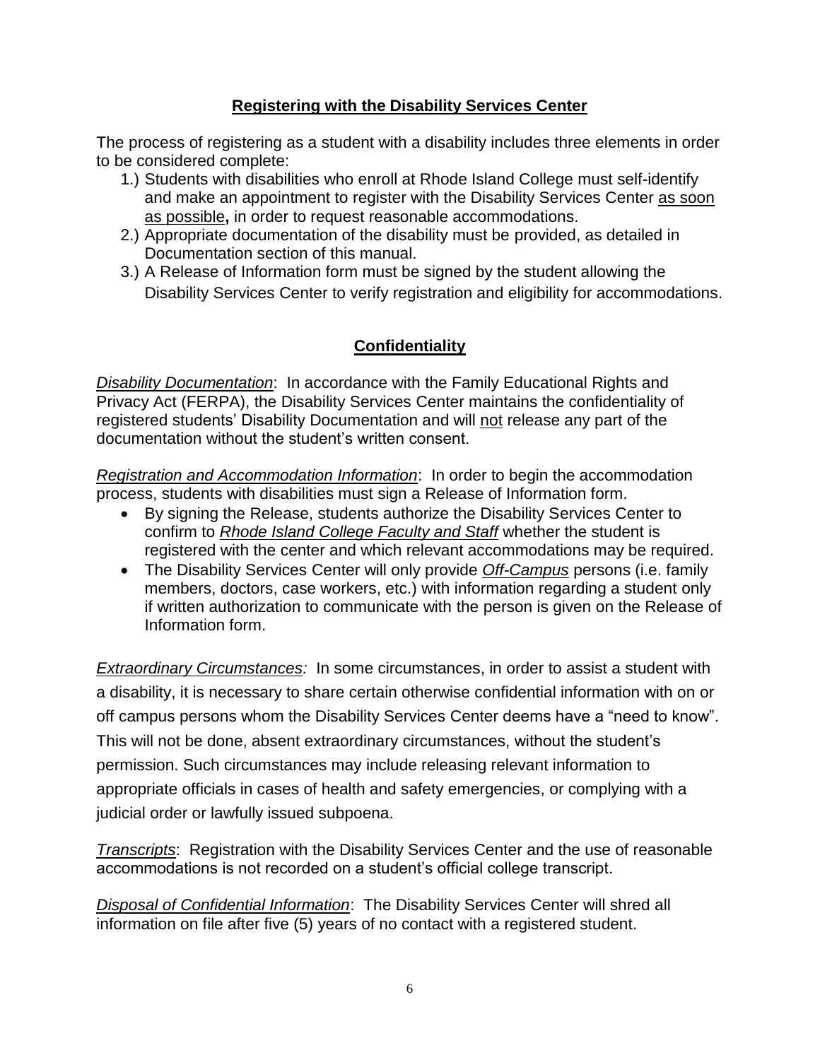## Registering with the Disability Services Center

The process of registering as a student with a disability includes three elements in order to be considered complete:

1.) Students with disabilities who enroll at Rhode Island College must self-identify and make an appointment to register with the Disability Services Center as soon as possible**,** in order to request reasonable accommodations.
2.) Appropriate documentation of the disability must be provided, as detailed in Documentation section of this manual.
3.) A Release of Information form must be signed by the student allowing the Disability Services Center to verify registration and eligibility for accommodations.

## Confidentiality

*Disability Documentation*: In accordance with the Family Educational Rights and Privacy Act (FERPA), the Disability Services Center maintains the confidentiality of registered students' Disability Documentation and will not release any part of the documentation without the student's written consent.

*Registration and Accommodation Information*: In order to begin the accommodation process, students with disabilities must sign a Release of Information form.

- By signing the Release, students authorize the Disability Services Center to confirm to ***Rhode Island College Faculty and Staff*** whether the student is registered with the center and which relevant accommodations may be required.
- The Disability Services Center will only provide ***Off-Campus*** persons (i.e. family members, doctors, case workers, etc.) with information regarding a student only if written authorization to communicate with the person is given on the Release of Information form.

*Extraordinary Circumstances:* In some circumstances, in order to assist a student with a disability, it is necessary to share certain otherwise confidential information with on or off campus persons whom the Disability Services Center deems have a "need to know". This will not be done, absent extraordinary circumstances, without the student's permission. Such circumstances may include releasing relevant information to appropriate officials in cases of health and safety emergencies, or complying with a judicial order or lawfully issued subpoena.

*Transcripts*: Registration with the Disability Services Center and the use of reasonable accommodations is not recorded on a student's official college transcript.

*Disposal of Confidential Information*: The Disability Services Center will shred all information on file after five (5) years of no contact with a registered student.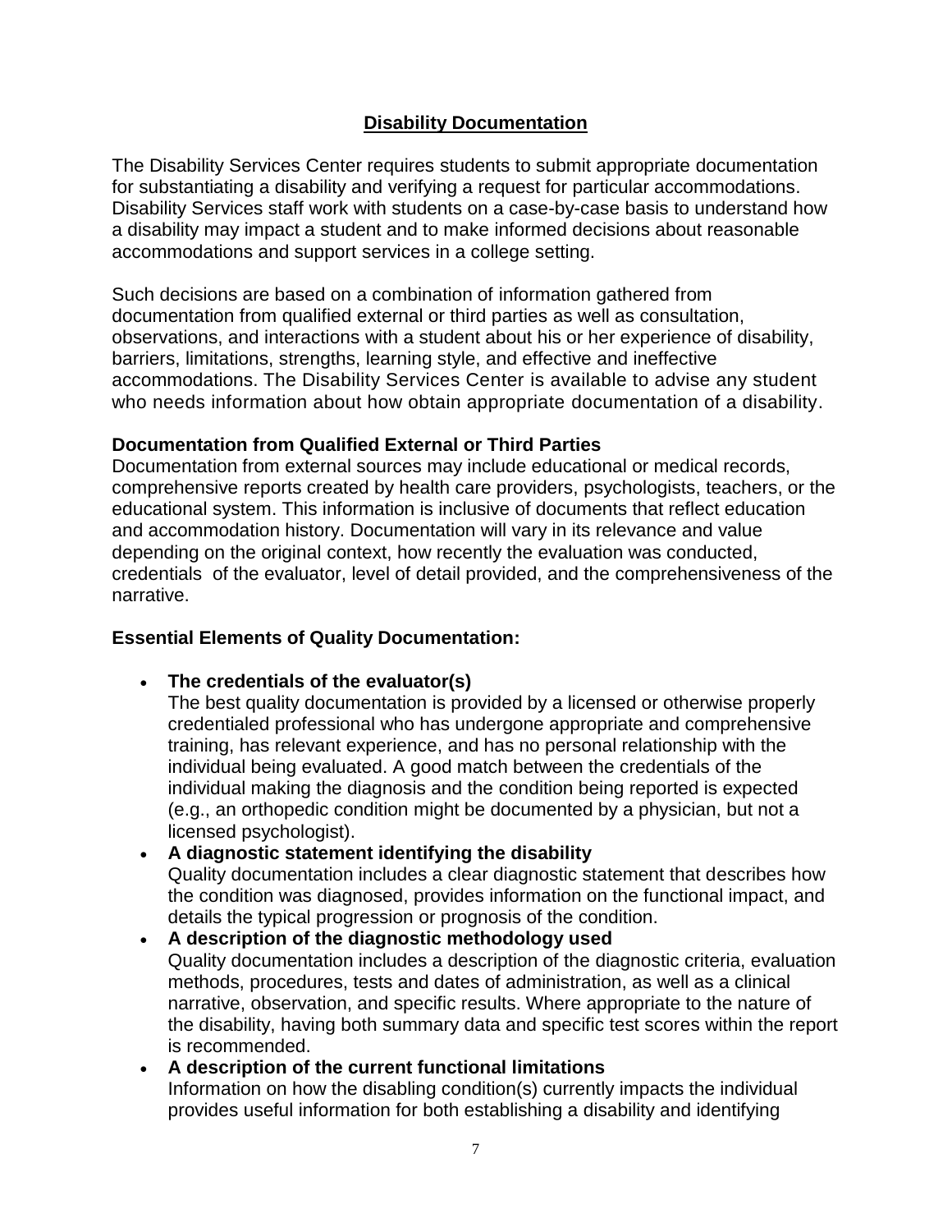## Disability Documentation

The Disability Services Center requires students to submit appropriate documentation for substantiating a disability and verifying a request for particular accommodations. Disability Services staff work with students on a case-by-case basis to understand how a disability may impact a student and to make informed decisions about reasonable accommodations and support services in a college setting.

Such decisions are based on a combination of information gathered from documentation from qualified external or third parties as well as consultation, observations, and interactions with a student about his or her experience of disability, barriers, limitations, strengths, learning style, and effective and ineffective accommodations. The Disability Services Center is available to advise any student who needs information about how obtain appropriate documentation of a disability.

### Documentation from Qualified External or Third Parties

Documentation from external sources may include educational or medical records, comprehensive reports created by health care providers, psychologists, teachers, or the educational system. This information is inclusive of documents that reflect education and accommodation history. Documentation will vary in its relevance and value depending on the original context, how recently the evaluation was conducted, credentials of the evaluator, level of detail provided, and the comprehensiveness of the narrative.

### Essential Elements of Quality Documentation:

- **The credentials of the evaluator(s)**
  The best quality documentation is provided by a licensed or otherwise properly credentialed professional who has undergone appropriate and comprehensive training, has relevant experience, and has no personal relationship with the individual being evaluated. A good match between the credentials of the individual making the diagnosis and the condition being reported is expected (e.g., an orthopedic condition might be documented by a physician, but not a licensed psychologist).
- **A diagnostic statement identifying the disability**
  Quality documentation includes a clear diagnostic statement that describes how the condition was diagnosed, provides information on the functional impact, and details the typical progression or prognosis of the condition.
- **A description of the diagnostic methodology used**
  Quality documentation includes a description of the diagnostic criteria, evaluation methods, procedures, tests and dates of administration, as well as a clinical narrative, observation, and specific results. Where appropriate to the nature of the disability, having both summary data and specific test scores within the report is recommended.
- **A description of the current functional limitations**
  Information on how the disabling condition(s) currently impacts the individual provides useful information for both establishing a disability and identifying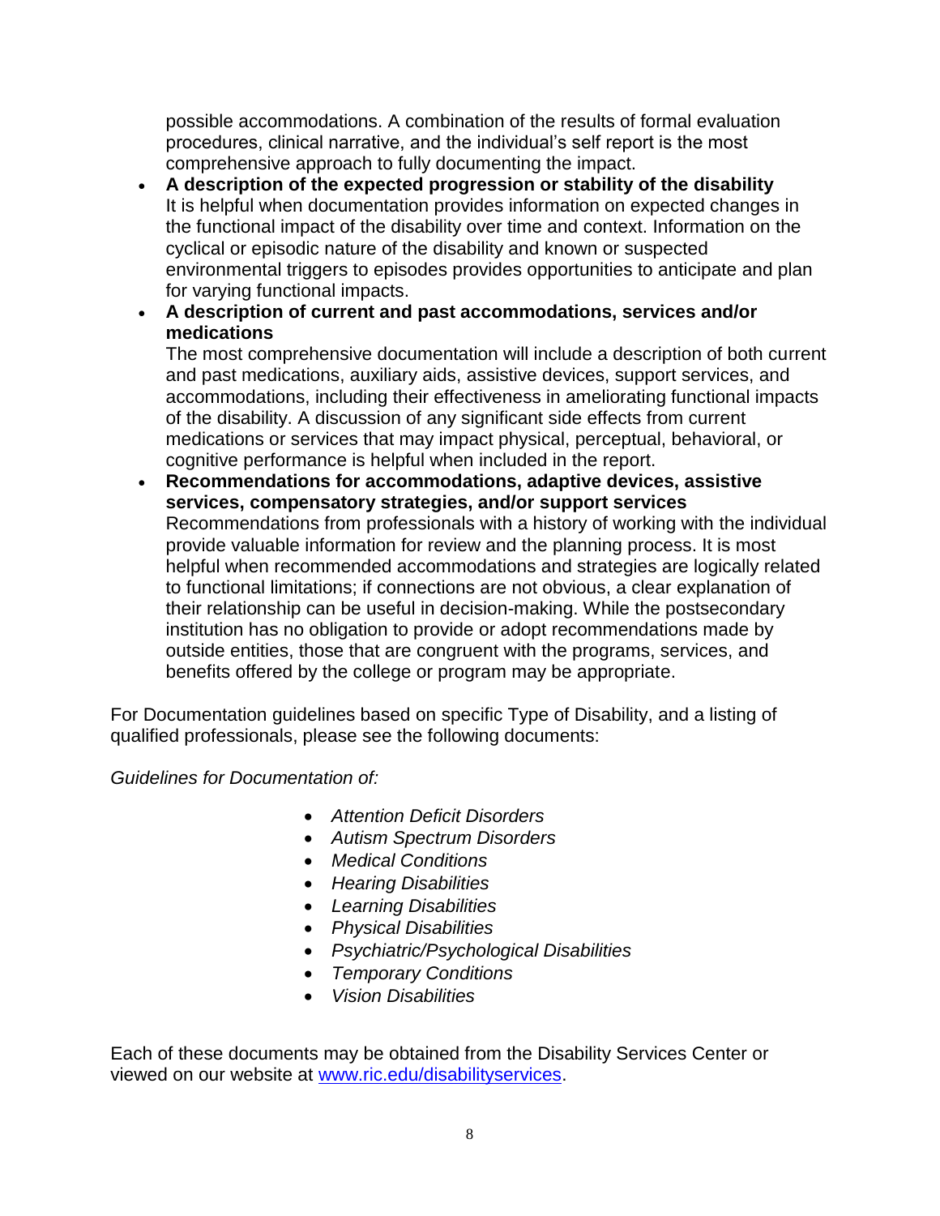possible accommodations. A combination of the results of formal evaluation procedures, clinical narrative, and the individual's self report is the most comprehensive approach to fully documenting the impact.

- **A description of the expected progression or stability of the disability**
  It is helpful when documentation provides information on expected changes in the functional impact of the disability over time and context. Information on the cyclical or episodic nature of the disability and known or suspected environmental triggers to episodes provides opportunities to anticipate and plan for varying functional impacts.
- **A description of current and past accommodations, services and/or medications**
  The most comprehensive documentation will include a description of both current and past medications, auxiliary aids, assistive devices, support services, and accommodations, including their effectiveness in ameliorating functional impacts of the disability. A discussion of any significant side effects from current medications or services that may impact physical, perceptual, behavioral, or cognitive performance is helpful when included in the report.
- **Recommendations for accommodations, adaptive devices, assistive services, compensatory strategies, and/or support services**
  Recommendations from professionals with a history of working with the individual provide valuable information for review and the planning process. It is most helpful when recommended accommodations and strategies are logically related to functional limitations; if connections are not obvious, a clear explanation of their relationship can be useful in decision-making. While the postsecondary institution has no obligation to provide or adopt recommendations made by outside entities, those that are congruent with the programs, services, and benefits offered by the college or program may be appropriate.

For Documentation guidelines based on specific Type of Disability, and a listing of qualified professionals, please see the following documents:

*Guidelines for Documentation of:*

- *Attention Deficit Disorders*
- *Autism Spectrum Disorders*
- *Medical Conditions*
- *Hearing Disabilities*
- *Learning Disabilities*
- *Physical Disabilities*
- *Psychiatric/Psychological Disabilities*
- *Temporary Conditions*
- *Vision Disabilities*

Each of these documents may be obtained from the Disability Services Center or viewed on our website at [www.ric.edu/disabilityservices](http://www.ric.edu/disabilityservices).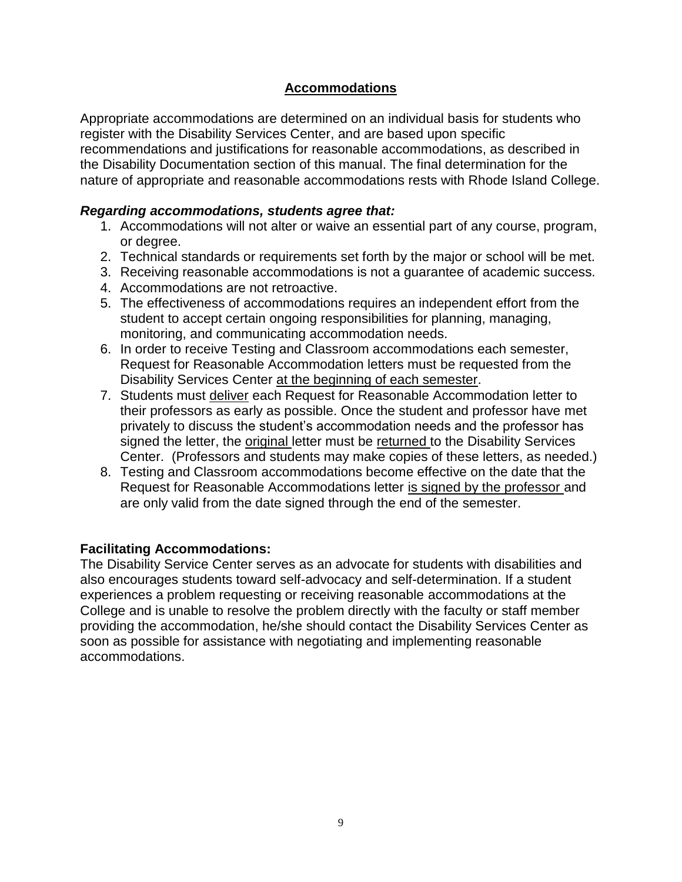## Accommodations

Appropriate accommodations are determined on an individual basis for students who register with the Disability Services Center, and are based upon specific recommendations and justifications for reasonable accommodations, as described in the Disability Documentation section of this manual. The final determination for the nature of appropriate and reasonable accommodations rests with Rhode Island College.

***Regarding accommodations, students agree that:***

1. Accommodations will not alter or waive an essential part of any course, program, or degree.
2. Technical standards or requirements set forth by the major or school will be met.
3. Receiving reasonable accommodations is not a guarantee of academic success.
4. Accommodations are not retroactive.
5. The effectiveness of accommodations requires an independent effort from the student to accept certain ongoing responsibilities for planning, managing, monitoring, and communicating accommodation needs.
6. In order to receive Testing and Classroom accommodations each semester, Request for Reasonable Accommodation letters must be requested from the Disability Services Center <u>at the beginning of each semester</u>.
7. Students must <u>deliver</u> each Request for Reasonable Accommodation letter to their professors as early as possible. Once the student and professor have met privately to discuss the student's accommodation needs and the professor has signed the letter, the <u>original</u> letter must be <u>returned</u> to the Disability Services Center. (Professors and students may make copies of these letters, as needed.)
8. Testing and Classroom accommodations become effective on the date that the Request for Reasonable Accommodations letter <u>is signed by the professor</u> and are only valid from the date signed through the end of the semester.

**Facilitating Accommodations:**

The Disability Service Center serves as an advocate for students with disabilities and also encourages students toward self-advocacy and self-determination. If a student experiences a problem requesting or receiving reasonable accommodations at the College and is unable to resolve the problem directly with the faculty or staff member providing the accommodation, he/she should contact the Disability Services Center as soon as possible for assistance with negotiating and implementing reasonable accommodations.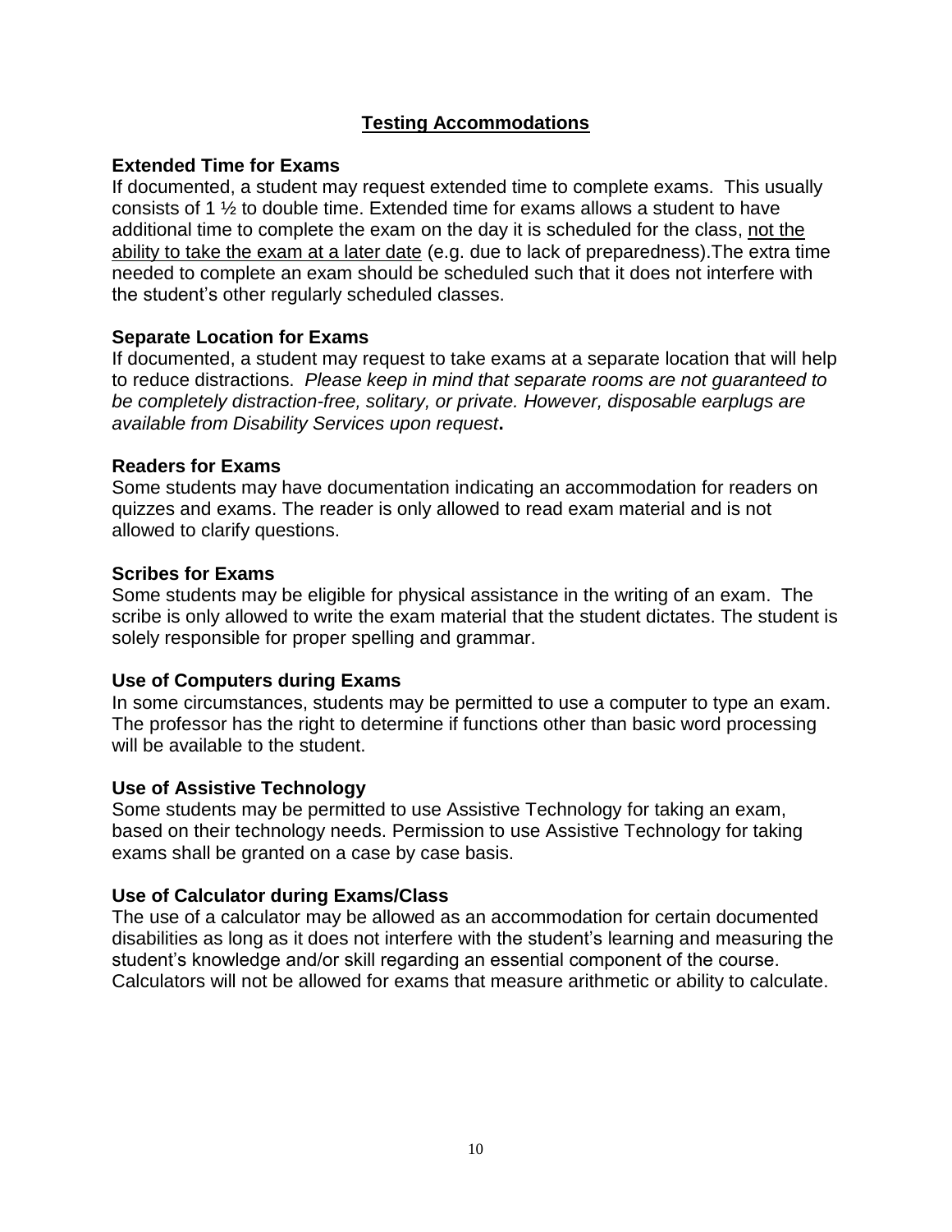## Testing Accommodations

### Extended Time for Exams

If documented, a student may request extended time to complete exams. This usually consists of 1 ½ to double time. Extended time for exams allows a student to have additional time to complete the exam on the day it is scheduled for the class, <u>not the ability to take the exam at a later date</u> (e.g. due to lack of preparedness).The extra time needed to complete an exam should be scheduled such that it does not interfere with the student's other regularly scheduled classes.

### Separate Location for Exams

If documented, a student may request to take exams at a separate location that will help to reduce distractions. *Please keep in mind that separate rooms are not guaranteed to be completely distraction-free, solitary, or private. However, disposable earplugs are available from Disability Services upon request***.**

### Readers for Exams

Some students may have documentation indicating an accommodation for readers on quizzes and exams. The reader is only allowed to read exam material and is not allowed to clarify questions.

### Scribes for Exams

Some students may be eligible for physical assistance in the writing of an exam. The scribe is only allowed to write the exam material that the student dictates. The student is solely responsible for proper spelling and grammar.

### Use of Computers during Exams

In some circumstances, students may be permitted to use a computer to type an exam. The professor has the right to determine if functions other than basic word processing will be available to the student.

### Use of Assistive Technology

Some students may be permitted to use Assistive Technology for taking an exam, based on their technology needs. Permission to use Assistive Technology for taking exams shall be granted on a case by case basis.

### Use of Calculator during Exams/Class

The use of a calculator may be allowed as an accommodation for certain documented disabilities as long as it does not interfere with the student's learning and measuring the student's knowledge and/or skill regarding an essential component of the course. Calculators will not be allowed for exams that measure arithmetic or ability to calculate.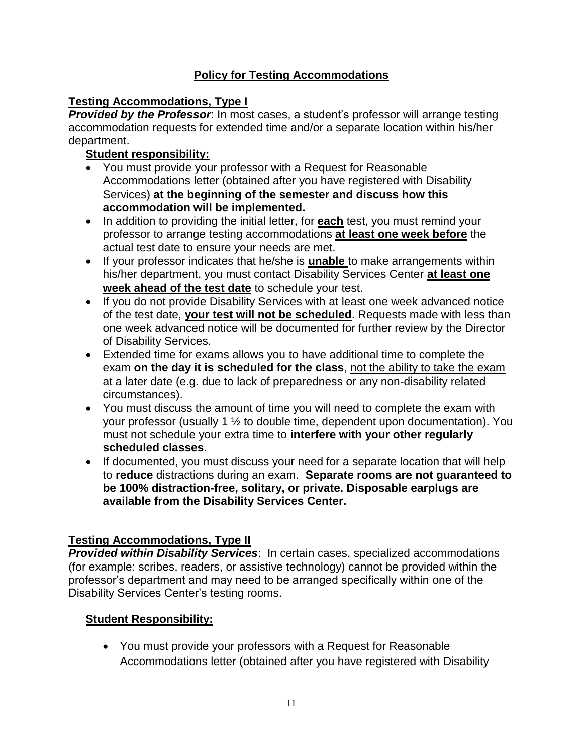## Policy for Testing Accommodations

### Testing Accommodations, Type I

***Provided by the Professor***: In most cases, a student's professor will arrange testing accommodation requests for extended time and/or a separate location within his/her department.

**Student responsibility:**

- You must provide your professor with a Request for Reasonable Accommodations letter (obtained after you have registered with Disability Services) **at the beginning of the semester and discuss how this accommodation will be implemented.**
- In addition to providing the initial letter, for **each** test, you must remind your professor to arrange testing accommodations **at least one week before** the actual test date to ensure your needs are met.
- If your professor indicates that he/she is **unable** to make arrangements within his/her department, you must contact Disability Services Center **at least one week ahead of the test date** to schedule your test.
- If you do not provide Disability Services with at least one week advanced notice of the test date, **your test will not be scheduled**. Requests made with less than one week advanced notice will be documented for further review by the Director of Disability Services.
- Extended time for exams allows you to have additional time to complete the exam **on the day it is scheduled for the class**, not the ability to take the exam at a later date (e.g. due to lack of preparedness or any non-disability related circumstances).
- You must discuss the amount of time you will need to complete the exam with your professor (usually 1 ½ to double time, dependent upon documentation). You must not schedule your extra time to **interfere with your other regularly scheduled classes**.
- If documented, you must discuss your need for a separate location that will help to **reduce** distractions during an exam. **Separate rooms are not guaranteed to be 100% distraction-free, solitary, or private. Disposable earplugs are available from the Disability Services Center.**

### Testing Accommodations, Type II

***Provided within Disability Services***: In certain cases, specialized accommodations (for example: scribes, readers, or assistive technology) cannot be provided within the professor's department and may need to be arranged specifically within one of the Disability Services Center's testing rooms.

**Student Responsibility:**

- You must provide your professors with a Request for Reasonable Accommodations letter (obtained after you have registered with Disability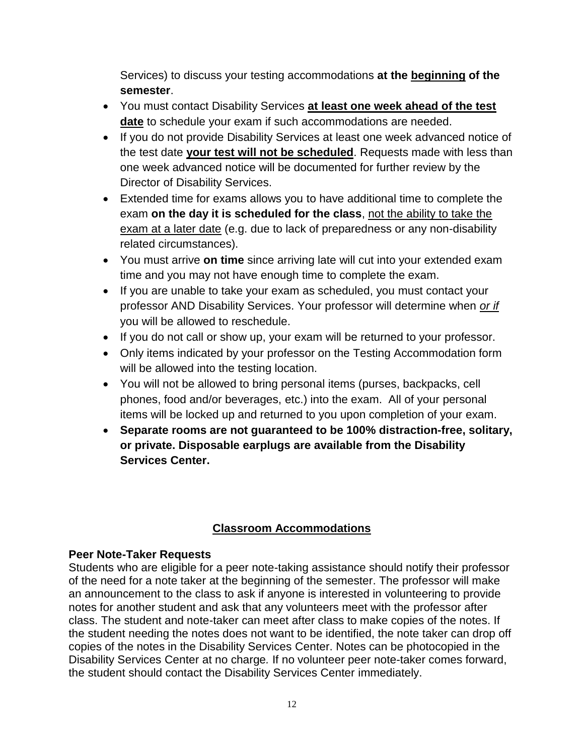Services) to discuss your testing accommodations **at the <u>beginning</u> of the semester**.

- You must contact Disability Services **<u>at least one week ahead of the test date</u>** to schedule your exam if such accommodations are needed.
- If you do not provide Disability Services at least one week advanced notice of the test date **<u>your test will not be scheduled</u>**. Requests made with less than one week advanced notice will be documented for further review by the Director of Disability Services.
- Extended time for exams allows you to have additional time to complete the exam **on the day it is scheduled for the class**, <u>not the ability to take the exam at a later date</u> (e.g. due to lack of preparedness or any non-disability related circumstances).
- You must arrive **on time** since arriving late will cut into your extended exam time and you may not have enough time to complete the exam.
- If you are unable to take your exam as scheduled, you must contact your professor AND Disability Services. Your professor will determine when <u>*or if*</u> you will be allowed to reschedule.
- If you do not call or show up, your exam will be returned to your professor.
- Only items indicated by your professor on the Testing Accommodation form will be allowed into the testing location.
- You will not be allowed to bring personal items (purses, backpacks, cell phones, food and/or beverages, etc.) into the exam. All of your personal items will be locked up and returned to you upon completion of your exam.
- **Separate rooms are not guaranteed to be 100% distraction-free, solitary, or private. Disposable earplugs are available from the Disability Services Center.**

## <u>Classroom Accommodations</u>

### Peer Note-Taker Requests

Students who are eligible for a peer note-taking assistance should notify their professor of the need for a note taker at the beginning of the semester. The professor will make an announcement to the class to ask if anyone is interested in volunteering to provide notes for another student and ask that any volunteers meet with the professor after class. The student and note-taker can meet after class to make copies of the notes. If the student needing the notes does not want to be identified, the note taker can drop off copies of the notes in the Disability Services Center. Notes can be photocopied in the Disability Services Center at no charge. If no volunteer peer note-taker comes forward, the student should contact the Disability Services Center immediately.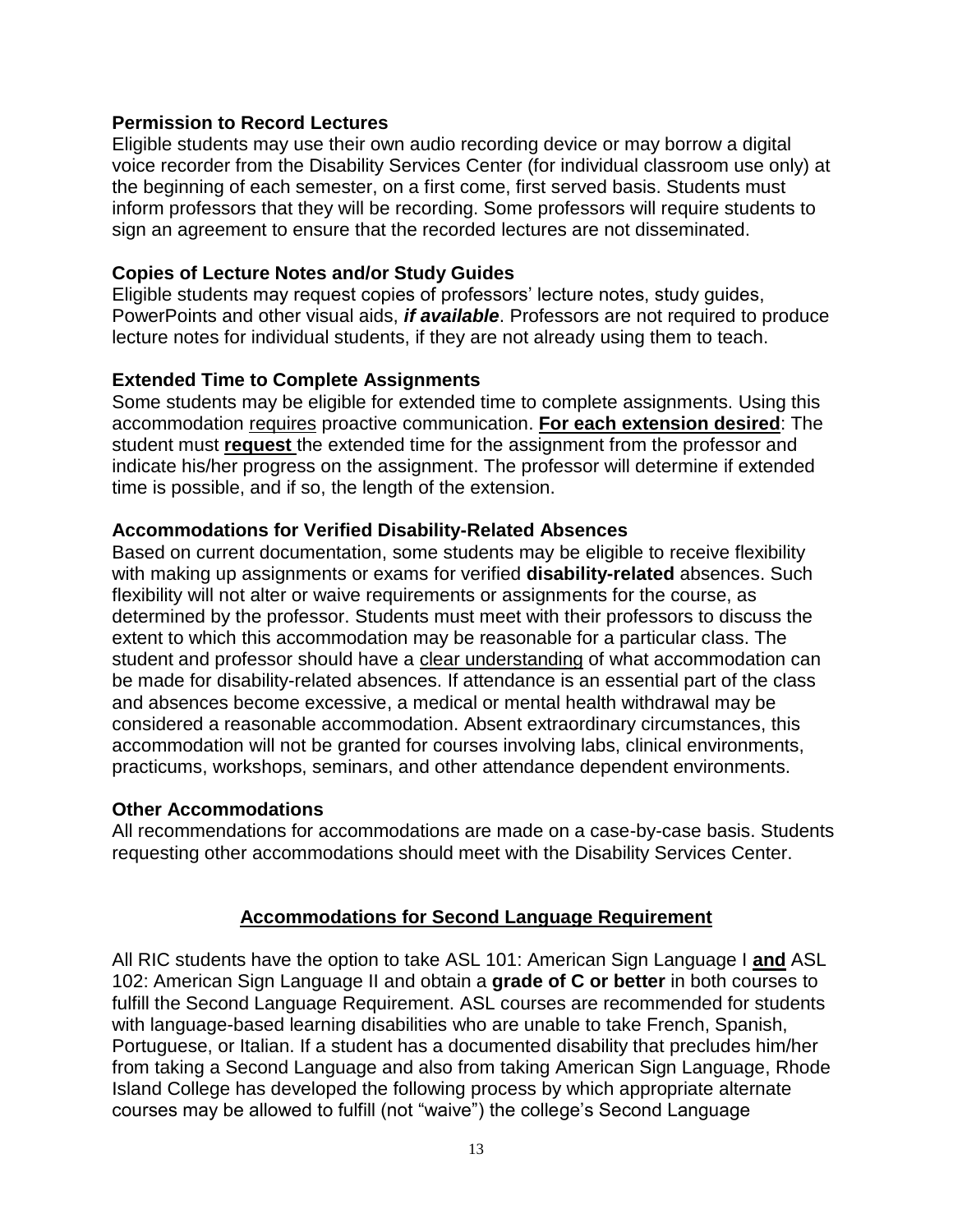### Permission to Record Lectures

Eligible students may use their own audio recording device or may borrow a digital voice recorder from the Disability Services Center (for individual classroom use only) at the beginning of each semester, on a first come, first served basis. Students must inform professors that they will be recording. Some professors will require students to sign an agreement to ensure that the recorded lectures are not disseminated.

### Copies of Lecture Notes and/or Study Guides

Eligible students may request copies of professors' lecture notes, study guides, PowerPoints and other visual aids, ***if available***. Professors are not required to produce lecture notes for individual students, if they are not already using them to teach.

### Extended Time to Complete Assignments

Some students may be eligible for extended time to complete assignments. Using this accommodation <u>requires</u> proactive communication. <u>**For each extension desired**</u>: The student must <u>**request**</u> the extended time for the assignment from the professor and indicate his/her progress on the assignment. The professor will determine if extended time is possible, and if so, the length of the extension.

### Accommodations for Verified Disability-Related Absences

Based on current documentation, some students may be eligible to receive flexibility with making up assignments or exams for verified **disability-related** absences. Such flexibility will not alter or waive requirements or assignments for the course, as determined by the professor. Students must meet with their professors to discuss the extent to which this accommodation may be reasonable for a particular class. The student and professor should have a <u>clear understanding</u> of what accommodation can be made for disability-related absences. If attendance is an essential part of the class and absences become excessive, a medical or mental health withdrawal may be considered a reasonable accommodation. Absent extraordinary circumstances, this accommodation will not be granted for courses involving labs, clinical environments, practicums, workshops, seminars, and other attendance dependent environments.

### Other Accommodations

All recommendations for accommodations are made on a case-by-case basis. Students requesting other accommodations should meet with the Disability Services Center.

## <u>Accommodations for Second Language Requirement</u>

All RIC students have the option to take ASL 101: American Sign Language I <u>**and**</u> ASL 102: American Sign Language II and obtain a **grade of C or better** in both courses to fulfill the Second Language Requirement. ASL courses are recommended for students with language-based learning disabilities who are unable to take French, Spanish, Portuguese, or Italian. If a student has a documented disability that precludes him/her from taking a Second Language and also from taking American Sign Language, Rhode Island College has developed the following process by which appropriate alternate courses may be allowed to fulfill (not "waive") the college's Second Language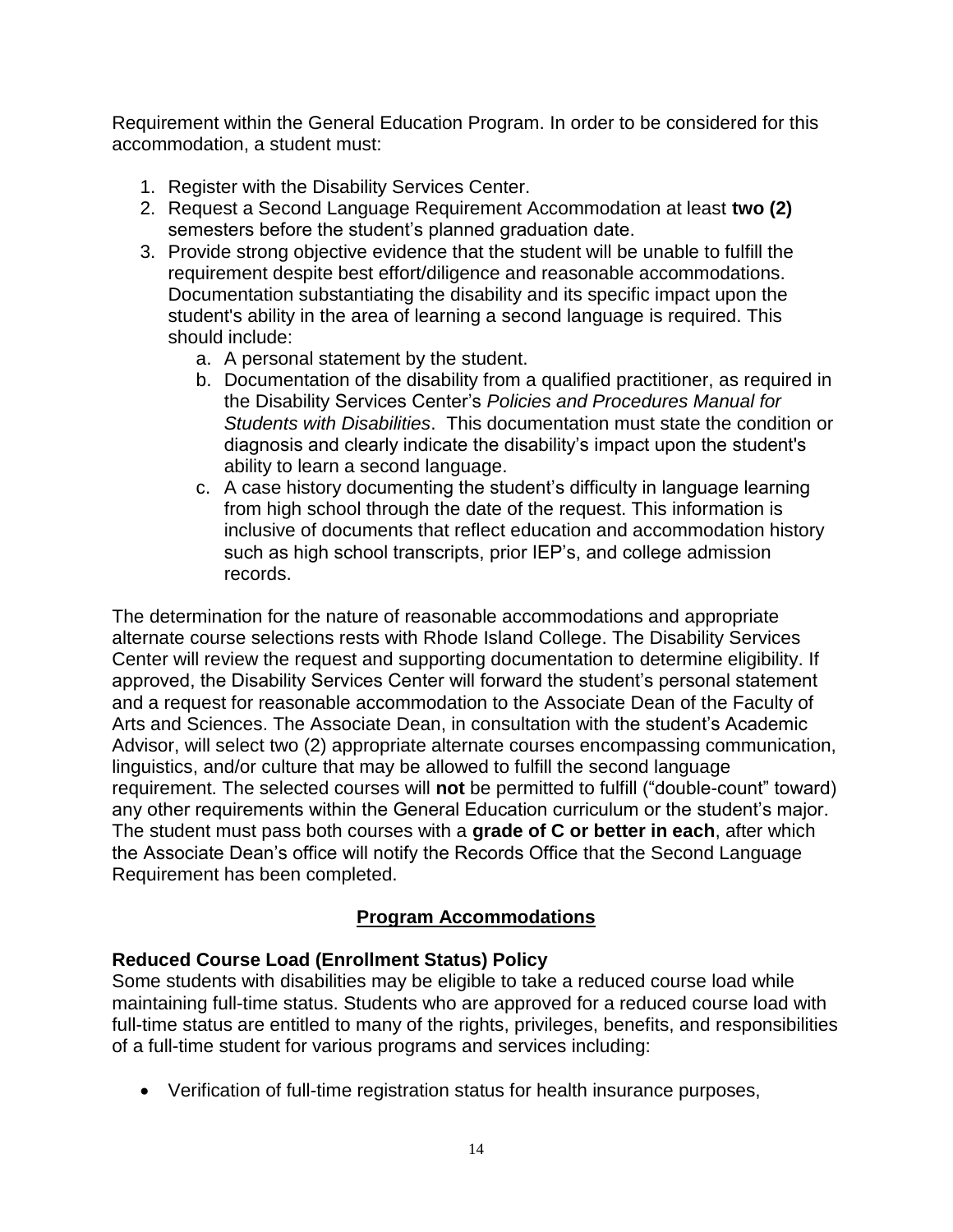Requirement within the General Education Program. In order to be considered for this accommodation, a student must:

1. Register with the Disability Services Center.
2. Request a Second Language Requirement Accommodation at least **two (2)** semesters before the student's planned graduation date.
3. Provide strong objective evidence that the student will be unable to fulfill the requirement despite best effort/diligence and reasonable accommodations. Documentation substantiating the disability and its specific impact upon the student's ability in the area of learning a second language is required. This should include:
   a. A personal statement by the student.
   b. Documentation of the disability from a qualified practitioner, as required in the Disability Services Center's *Policies and Procedures Manual for Students with Disabilities*. This documentation must state the condition or diagnosis and clearly indicate the disability's impact upon the student's ability to learn a second language.
   c. A case history documenting the student's difficulty in language learning from high school through the date of the request. This information is inclusive of documents that reflect education and accommodation history such as high school transcripts, prior IEP's, and college admission records.

The determination for the nature of reasonable accommodations and appropriate alternate course selections rests with Rhode Island College. The Disability Services Center will review the request and supporting documentation to determine eligibility. If approved, the Disability Services Center will forward the student's personal statement and a request for reasonable accommodation to the Associate Dean of the Faculty of Arts and Sciences. The Associate Dean, in consultation with the student's Academic Advisor, will select two (2) appropriate alternate courses encompassing communication, linguistics, and/or culture that may be allowed to fulfill the second language requirement. The selected courses will **not** be permitted to fulfill ("double-count" toward) any other requirements within the General Education curriculum or the student's major. The student must pass both courses with a **grade of C or better in each**, after which the Associate Dean's office will notify the Records Office that the Second Language Requirement has been completed.

## Program Accommodations

### Reduced Course Load (Enrollment Status) Policy

Some students with disabilities may be eligible to take a reduced course load while maintaining full-time status. Students who are approved for a reduced course load with full-time status are entitled to many of the rights, privileges, benefits, and responsibilities of a full-time student for various programs and services including:

- Verification of full-time registration status for health insurance purposes,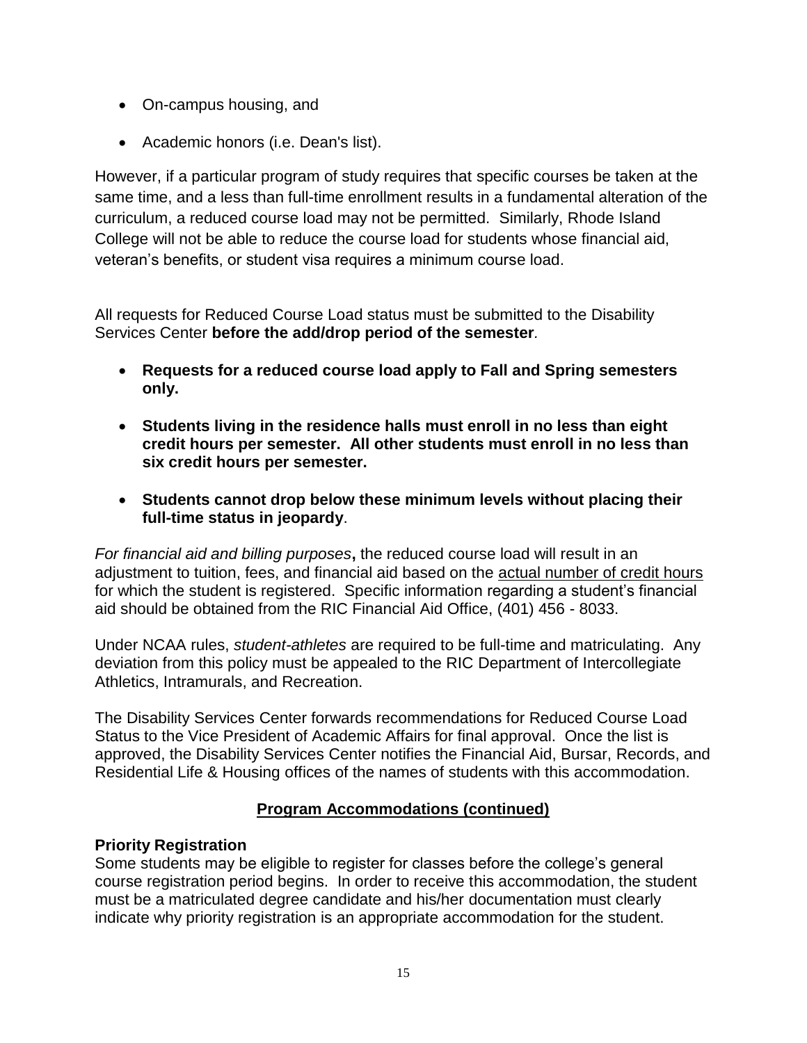- On-campus housing, and
- Academic honors (i.e. Dean's list).

However, if a particular program of study requires that specific courses be taken at the same time, and a less than full-time enrollment results in a fundamental alteration of the curriculum, a reduced course load may not be permitted. Similarly, Rhode Island College will not be able to reduce the course load for students whose financial aid, veteran's benefits, or student visa requires a minimum course load.

All requests for Reduced Course Load status must be submitted to the Disability Services Center **before the add/drop period of the semester**.

- **Requests for a reduced course load apply to Fall and Spring semesters only.**
- **Students living in the residence halls must enroll in no less than eight credit hours per semester. All other students must enroll in no less than six credit hours per semester.**
- **Students cannot drop below these minimum levels without placing their full-time status in jeopardy**.

*For financial aid and billing purposes***,** the reduced course load will result in an adjustment to tuition, fees, and financial aid based on the actual number of credit hours for which the student is registered. Specific information regarding a student's financial aid should be obtained from the RIC Financial Aid Office, (401) 456 - 8033.

Under NCAA rules, *student-athletes* are required to be full-time and matriculating. Any deviation from this policy must be appealed to the RIC Department of Intercollegiate Athletics, Intramurals, and Recreation.

The Disability Services Center forwards recommendations for Reduced Course Load Status to the Vice President of Academic Affairs for final approval. Once the list is approved, the Disability Services Center notifies the Financial Aid, Bursar, Records, and Residential Life & Housing offices of the names of students with this accommodation.

## Program Accommodations (continued)

### Priority Registration

Some students may be eligible to register for classes before the college's general course registration period begins. In order to receive this accommodation, the student must be a matriculated degree candidate and his/her documentation must clearly indicate why priority registration is an appropriate accommodation for the student.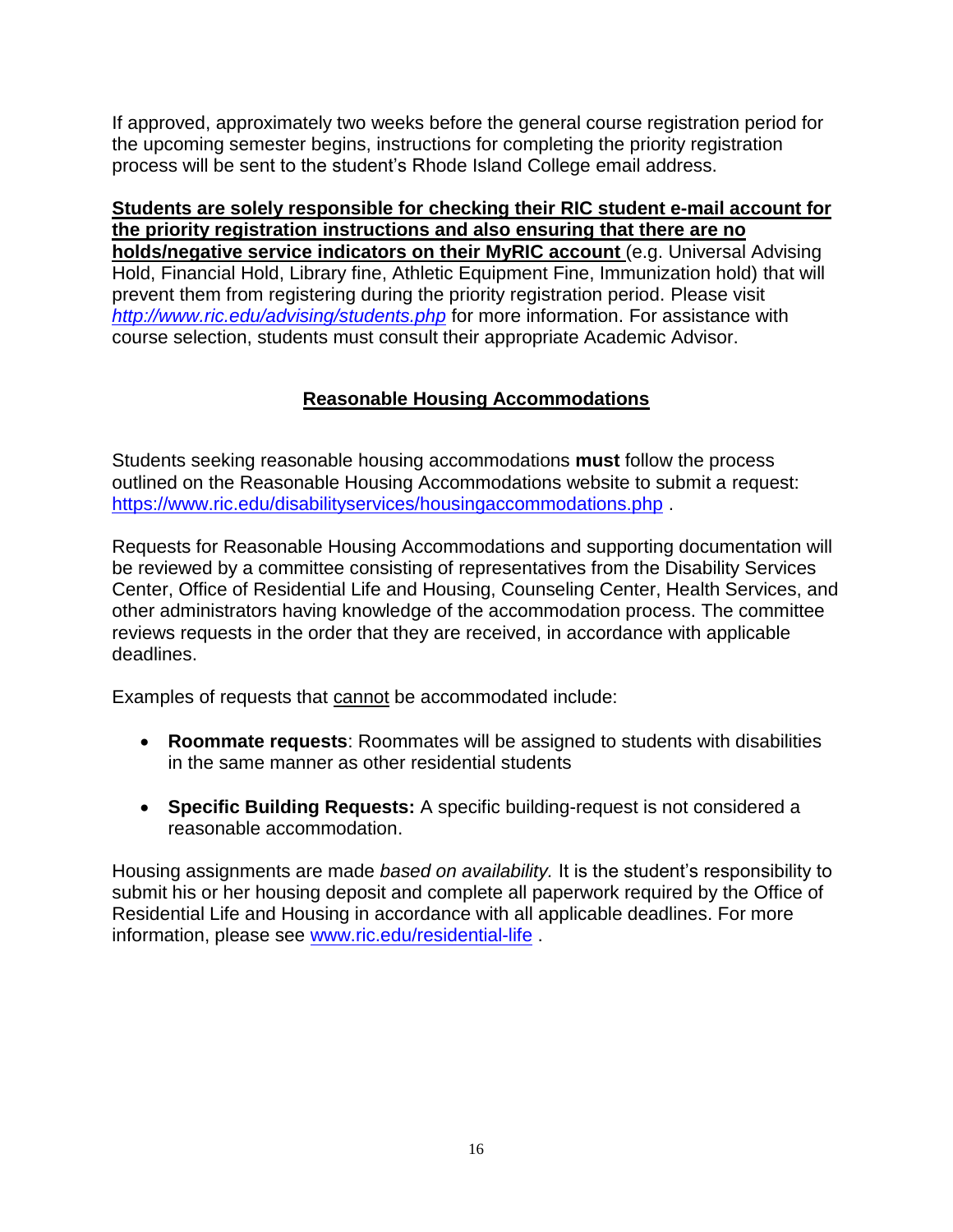If approved, approximately two weeks before the general course registration period for the upcoming semester begins, instructions for completing the priority registration process will be sent to the student's Rhode Island College email address.

<u>**Students are solely responsible for checking their RIC student e-mail account for the priority registration instructions and also ensuring that there are no holds/negative service indicators on their MyRIC account**</u> (e.g. Universal Advising Hold, Financial Hold, Library fine, Athletic Equipment Fine, Immunization hold) that will prevent them from registering during the priority registration period. Please visit *http://www.ric.edu/advising/students.php* for more information. For assistance with course selection, students must consult their appropriate Academic Advisor.

## <u>Reasonable Housing Accommodations</u>

Students seeking reasonable housing accommodations **must** follow the process outlined on the Reasonable Housing Accommodations website to submit a request: https://www.ric.edu/disabilityservices/housingaccommodations.php .

Requests for Reasonable Housing Accommodations and supporting documentation will be reviewed by a committee consisting of representatives from the Disability Services Center, Office of Residential Life and Housing, Counseling Center, Health Services, and other administrators having knowledge of the accommodation process. The committee reviews requests in the order that they are received, in accordance with applicable deadlines.

Examples of requests that <u>cannot</u> be accommodated include:

- **Roommate requests**: Roommates will be assigned to students with disabilities in the same manner as other residential students
- **Specific Building Requests:** A specific building-request is not considered a reasonable accommodation.

Housing assignments are made *based on availability.* It is the student's responsibility to submit his or her housing deposit and complete all paperwork required by the Office of Residential Life and Housing in accordance with all applicable deadlines. For more information, please see www.ric.edu/residential-life .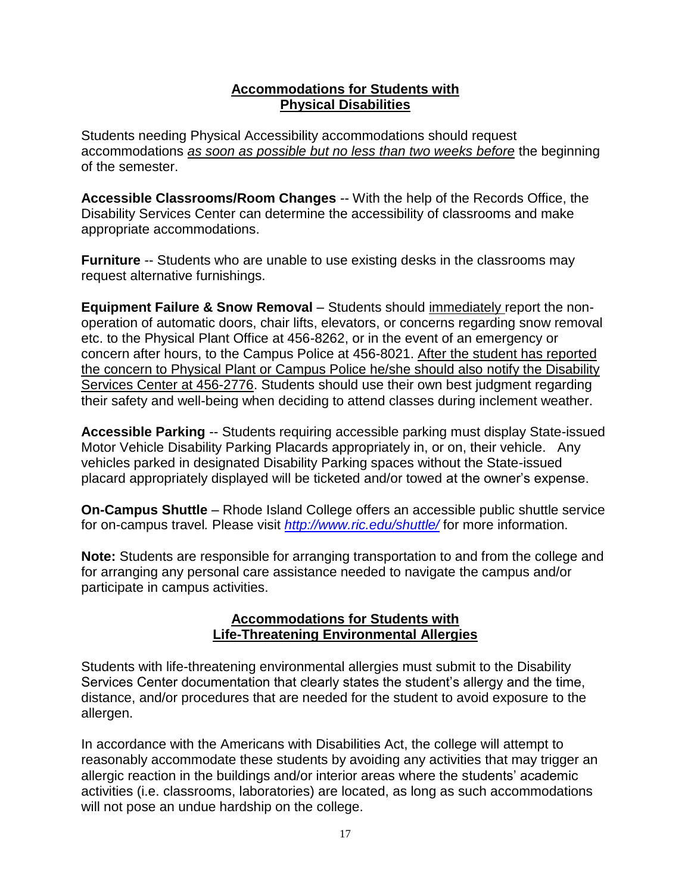## Accommodations for Students with Physical Disabilities

Students needing Physical Accessibility accommodations should request accommodations *as soon as possible but no less than two weeks before* the beginning of the semester.

**Accessible Classrooms/Room Changes** -- With the help of the Records Office, the Disability Services Center can determine the accessibility of classrooms and make appropriate accommodations.

**Furniture** -- Students who are unable to use existing desks in the classrooms may request alternative furnishings.

**Equipment Failure & Snow Removal** – Students should immediately report the non-operation of automatic doors, chair lifts, elevators, or concerns regarding snow removal etc. to the Physical Plant Office at 456-8262, or in the event of an emergency or concern after hours, to the Campus Police at 456-8021. After the student has reported the concern to Physical Plant or Campus Police he/she should also notify the Disability Services Center at 456-2776. Students should use their own best judgment regarding their safety and well-being when deciding to attend classes during inclement weather.

**Accessible Parking** -- Students requiring accessible parking must display State-issued Motor Vehicle Disability Parking Placards appropriately in, or on, their vehicle. Any vehicles parked in designated Disability Parking spaces without the State-issued placard appropriately displayed will be ticketed and/or towed at the owner's expense.

**On-Campus Shuttle** – Rhode Island College offers an accessible public shuttle service for on-campus travel. Please visit *http://www.ric.edu/shuttle/* for more information.

**Note:** Students are responsible for arranging transportation to and from the college and for arranging any personal care assistance needed to navigate the campus and/or participate in campus activities.

## Accommodations for Students with Life-Threatening Environmental Allergies

Students with life-threatening environmental allergies must submit to the Disability Services Center documentation that clearly states the student's allergy and the time, distance, and/or procedures that are needed for the student to avoid exposure to the allergen.

In accordance with the Americans with Disabilities Act, the college will attempt to reasonably accommodate these students by avoiding any activities that may trigger an allergic reaction in the buildings and/or interior areas where the students' academic activities (i.e. classrooms, laboratories) are located, as long as such accommodations will not pose an undue hardship on the college.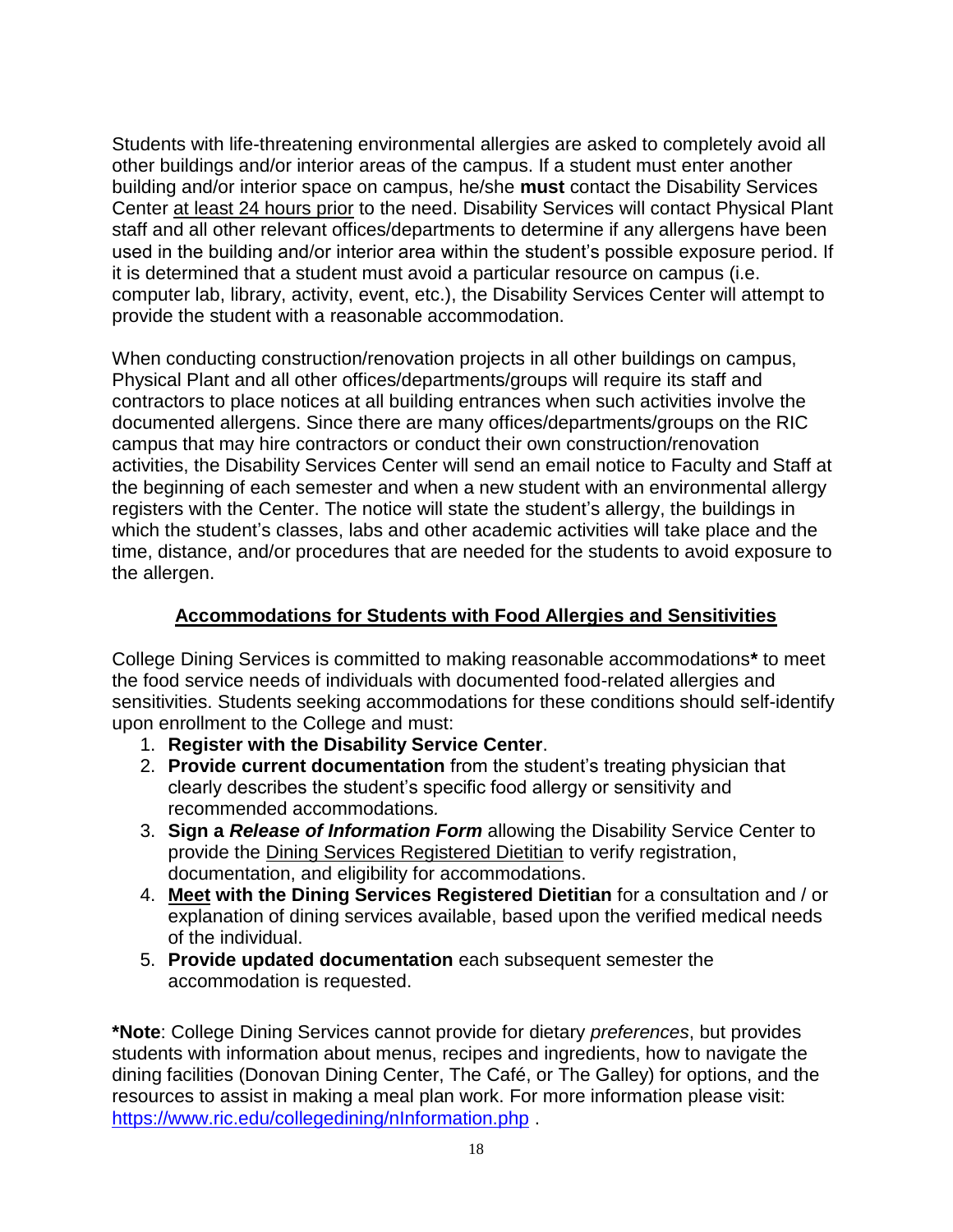Students with life-threatening environmental allergies are asked to completely avoid all other buildings and/or interior areas of the campus. If a student must enter another building and/or interior space on campus, he/she **must** contact the Disability Services Center at least 24 hours prior to the need. Disability Services will contact Physical Plant staff and all other relevant offices/departments to determine if any allergens have been used in the building and/or interior area within the student's possible exposure period. If it is determined that a student must avoid a particular resource on campus (i.e. computer lab, library, activity, event, etc.), the Disability Services Center will attempt to provide the student with a reasonable accommodation.

When conducting construction/renovation projects in all other buildings on campus, Physical Plant and all other offices/departments/groups will require its staff and contractors to place notices at all building entrances when such activities involve the documented allergens. Since there are many offices/departments/groups on the RIC campus that may hire contractors or conduct their own construction/renovation activities, the Disability Services Center will send an email notice to Faculty and Staff at the beginning of each semester and when a new student with an environmental allergy registers with the Center. The notice will state the student's allergy, the buildings in which the student's classes, labs and other academic activities will take place and the time, distance, and/or procedures that are needed for the students to avoid exposure to the allergen.

## Accommodations for Students with Food Allergies and Sensitivities

College Dining Services is committed to making reasonable accommodations**\*** to meet the food service needs of individuals with documented food-related allergies and sensitivities. Students seeking accommodations for these conditions should self-identify upon enrollment to the College and must:

1. **Register with the Disability Service Center**.
2. **Provide current documentation** from the student's treating physician that clearly describes the student's specific food allergy or sensitivity and recommended accommodations*.*
3. **Sign a *Release of Information Form*** allowing the Disability Service Center to provide the Dining Services Registered Dietitian to verify registration, documentation, and eligibility for accommodations.
4. **Meet with the Dining Services Registered Dietitian** for a consultation and / or explanation of dining services available, based upon the verified medical needs of the individual.
5. **Provide updated documentation** each subsequent semester the accommodation is requested.

**\*Note**: College Dining Services cannot provide for dietary *preferences*, but provides students with information about menus, recipes and ingredients, how to navigate the dining facilities (Donovan Dining Center, The Café, or The Galley) for options, and the resources to assist in making a meal plan work. For more information please visit: https://www.ric.edu/collegedining/nInformation.php .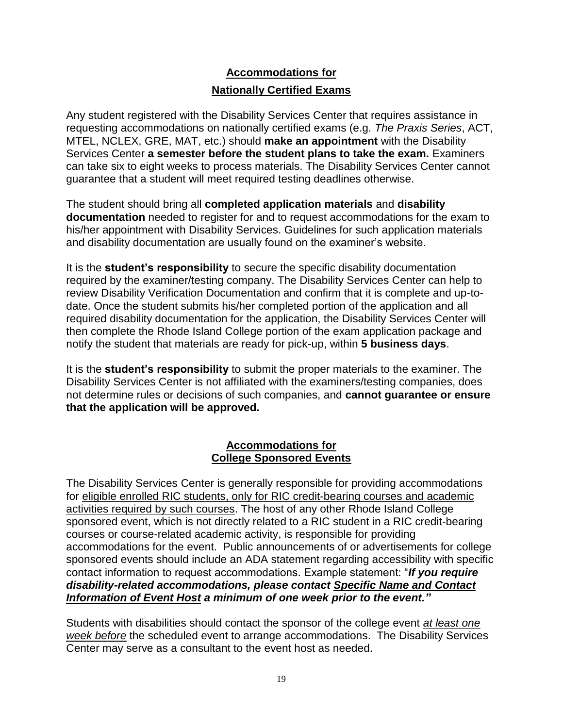## Accommodations for Nationally Certified Exams

Any student registered with the Disability Services Center that requires assistance in requesting accommodations on nationally certified exams (e.g. *The Praxis Series*, ACT, MTEL, NCLEX, GRE, MAT, etc.) should **make an appointment** with the Disability Services Center **a semester before the student plans to take the exam.** Examiners can take six to eight weeks to process materials. The Disability Services Center cannot guarantee that a student will meet required testing deadlines otherwise.

The student should bring all **completed application materials** and **disability documentation** needed to register for and to request accommodations for the exam to his/her appointment with Disability Services. Guidelines for such application materials and disability documentation are usually found on the examiner's website.

It is the **student's responsibility** to secure the specific disability documentation required by the examiner/testing company. The Disability Services Center can help to review Disability Verification Documentation and confirm that it is complete and up-to-date. Once the student submits his/her completed portion of the application and all required disability documentation for the application, the Disability Services Center will then complete the Rhode Island College portion of the exam application package and notify the student that materials are ready for pick-up, within **5 business days**.

It is the **student's responsibility** to submit the proper materials to the examiner. The Disability Services Center is not affiliated with the examiners/testing companies, does not determine rules or decisions of such companies, and **cannot guarantee or ensure that the application will be approved.**

## Accommodations for College Sponsored Events

The Disability Services Center is generally responsible for providing accommodations for <u>eligible enrolled RIC students, only for RIC credit-bearing courses and academic activities required by such courses</u>. The host of any other Rhode Island College sponsored event, which is not directly related to a RIC student in a RIC credit-bearing courses or course-related academic activity, is responsible for providing accommodations for the event. Public announcements of or advertisements for college sponsored events should include an ADA statement regarding accessibility with specific contact information to request accommodations. Example statement: "***If you require disability-related accommodations, please contact <u>Specific Name and Contact Information of Event Host</u> a minimum of one week prior to the event."***

Students with disabilities should contact the sponsor of the college event *<u>at least one week before</u>* the scheduled event to arrange accommodations. The Disability Services Center may serve as a consultant to the event host as needed.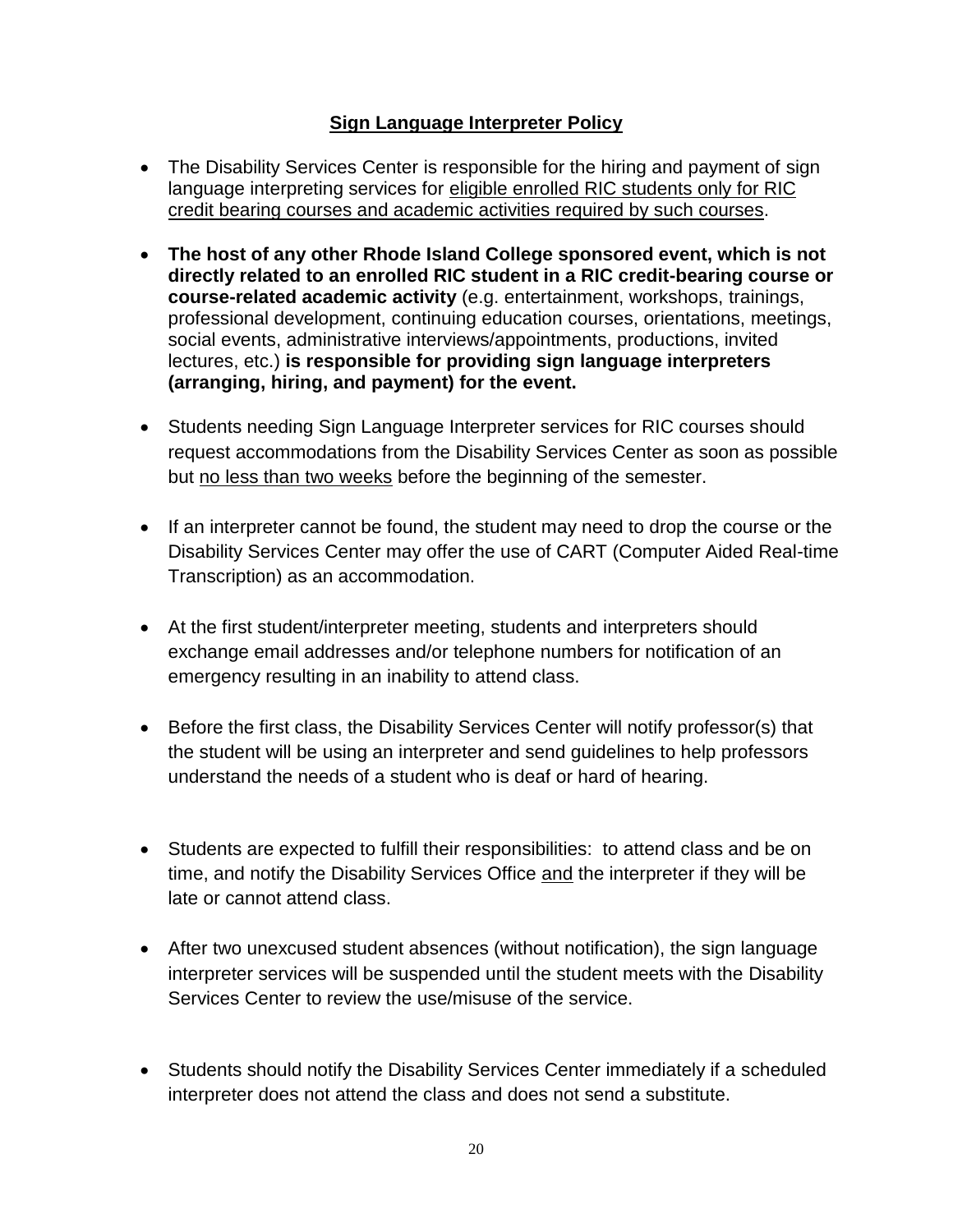## Sign Language Interpreter Policy

- The Disability Services Center is responsible for the hiring and payment of sign language interpreting services for eligible enrolled RIC students only for RIC credit bearing courses and academic activities required by such courses.
- **The host of any other Rhode Island College sponsored event, which is not directly related to an enrolled RIC student in a RIC credit-bearing course or course-related academic activity** (e.g. entertainment, workshops, trainings, professional development, continuing education courses, orientations, meetings, social events, administrative interviews/appointments, productions, invited lectures, etc.) **is responsible for providing sign language interpreters (arranging, hiring, and payment) for the event.**
- Students needing Sign Language Interpreter services for RIC courses should request accommodations from the Disability Services Center as soon as possible but no less than two weeks before the beginning of the semester.
- If an interpreter cannot be found, the student may need to drop the course or the Disability Services Center may offer the use of CART (Computer Aided Real-time Transcription) as an accommodation.
- At the first student/interpreter meeting, students and interpreters should exchange email addresses and/or telephone numbers for notification of an emergency resulting in an inability to attend class.
- Before the first class, the Disability Services Center will notify professor(s) that the student will be using an interpreter and send guidelines to help professors understand the needs of a student who is deaf or hard of hearing.
- Students are expected to fulfill their responsibilities: to attend class and be on time, and notify the Disability Services Office and the interpreter if they will be late or cannot attend class.
- After two unexcused student absences (without notification), the sign language interpreter services will be suspended until the student meets with the Disability Services Center to review the use/misuse of the service.
- Students should notify the Disability Services Center immediately if a scheduled interpreter does not attend the class and does not send a substitute.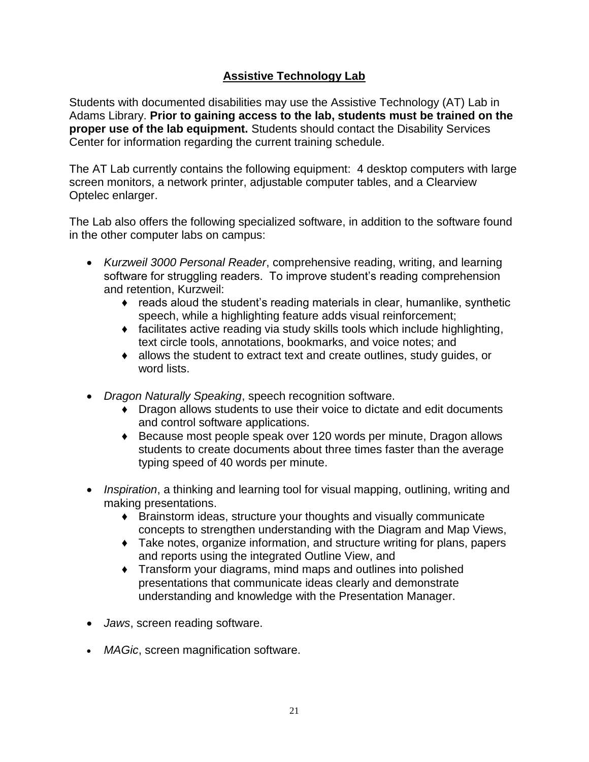## Assistive Technology Lab

Students with documented disabilities may use the Assistive Technology (AT) Lab in Adams Library. **Prior to gaining access to the lab, students must be trained on the proper use of the lab equipment.** Students should contact the Disability Services Center for information regarding the current training schedule.

The AT Lab currently contains the following equipment: 4 desktop computers with large screen monitors, a network printer, adjustable computer tables, and a Clearview Optelec enlarger.

The Lab also offers the following specialized software, in addition to the software found in the other computer labs on campus:

- *Kurzweil 3000 Personal Reader*, comprehensive reading, writing, and learning software for struggling readers. To improve student's reading comprehension and retention, Kurzweil:
  - reads aloud the student's reading materials in clear, humanlike, synthetic speech, while a highlighting feature adds visual reinforcement;
  - facilitates active reading via study skills tools which include highlighting, text circle tools, annotations, bookmarks, and voice notes; and
  - allows the student to extract text and create outlines, study guides, or word lists.

- *Dragon Naturally Speaking*, speech recognition software.
  - Dragon allows students to use their voice to dictate and edit documents and control software applications.
  - Because most people speak over 120 words per minute, Dragon allows students to create documents about three times faster than the average typing speed of 40 words per minute.

- *Inspiration*, a thinking and learning tool for visual mapping, outlining, writing and making presentations.
  - Brainstorm ideas, structure your thoughts and visually communicate concepts to strengthen understanding with the Diagram and Map Views,
  - Take notes, organize information, and structure writing for plans, papers and reports using the integrated Outline View, and
  - Transform your diagrams, mind maps and outlines into polished presentations that communicate ideas clearly and demonstrate understanding and knowledge with the Presentation Manager.

- *Jaws*, screen reading software.

- *MAGic*, screen magnification software.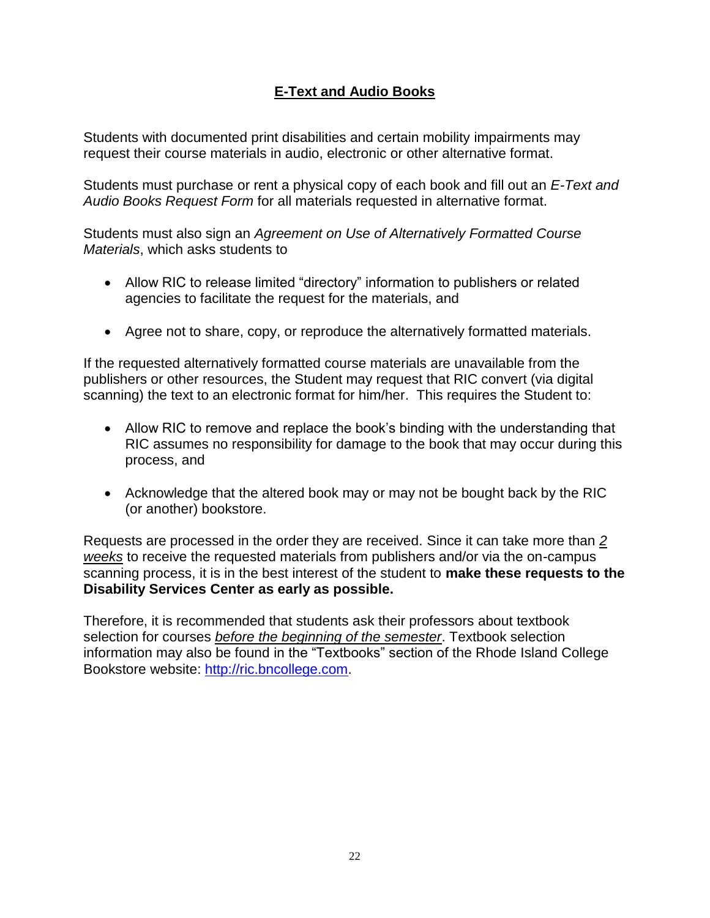## E-Text and Audio Books

Students with documented print disabilities and certain mobility impairments may request their course materials in audio, electronic or other alternative format.

Students must purchase or rent a physical copy of each book and fill out an *E-Text and Audio Books Request Form* for all materials requested in alternative format.

Students must also sign an *Agreement on Use of Alternatively Formatted Course Materials*, which asks students to

- Allow RIC to release limited "directory" information to publishers or related agencies to facilitate the request for the materials, and
- Agree not to share, copy, or reproduce the alternatively formatted materials.

If the requested alternatively formatted course materials are unavailable from the publishers or other resources, the Student may request that RIC convert (via digital scanning) the text to an electronic format for him/her. This requires the Student to:

- Allow RIC to remove and replace the book's binding with the understanding that RIC assumes no responsibility for damage to the book that may occur during this process, and
- Acknowledge that the altered book may or may not be bought back by the RIC (or another) bookstore.

Requests are processed in the order they are received. Since it can take more than *2 weeks* to receive the requested materials from publishers and/or via the on-campus scanning process, it is in the best interest of the student to **make these requests to the Disability Services Center as early as possible.**

Therefore, it is recommended that students ask their professors about textbook selection for courses *before the beginning of the semester*. Textbook selection information may also be found in the "Textbooks" section of the Rhode Island College Bookstore website: [http://ric.bncollege.com](http://ric.bncollege.com).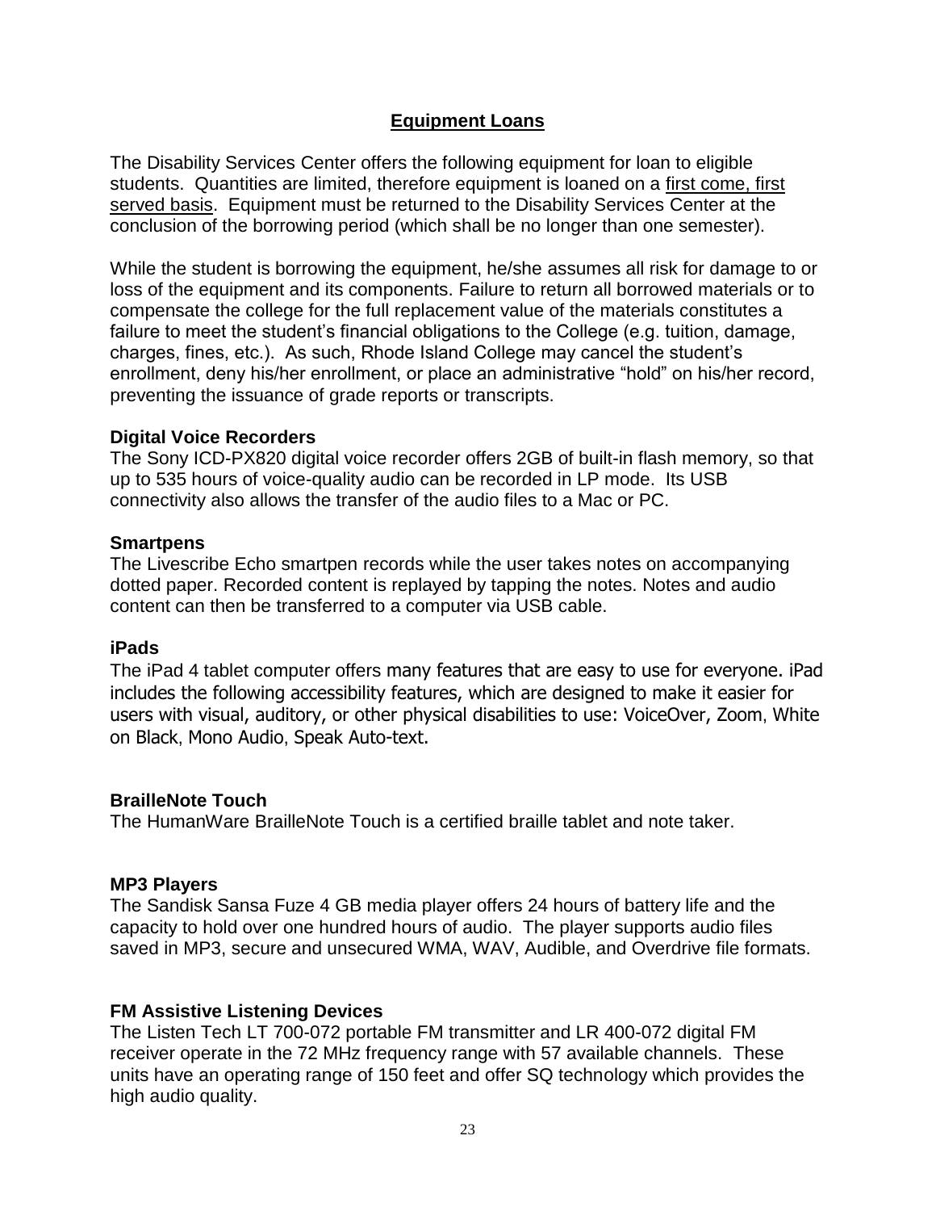## Equipment Loans

The Disability Services Center offers the following equipment for loan to eligible students. Quantities are limited, therefore equipment is loaned on a first come, first served basis. Equipment must be returned to the Disability Services Center at the conclusion of the borrowing period (which shall be no longer than one semester).

While the student is borrowing the equipment, he/she assumes all risk for damage to or loss of the equipment and its components. Failure to return all borrowed materials or to compensate the college for the full replacement value of the materials constitutes a failure to meet the student's financial obligations to the College (e.g. tuition, damage, charges, fines, etc.). As such, Rhode Island College may cancel the student's enrollment, deny his/her enrollment, or place an administrative "hold" on his/her record, preventing the issuance of grade reports or transcripts.

**Digital Voice Recorders**
The Sony ICD-PX820 digital voice recorder offers 2GB of built-in flash memory, so that up to 535 hours of voice-quality audio can be recorded in LP mode. Its USB connectivity also allows the transfer of the audio files to a Mac or PC.

**Smartpens**
The Livescribe Echo smartpen records while the user takes notes on accompanying dotted paper. Recorded content is replayed by tapping the notes. Notes and audio content can then be transferred to a computer via USB cable.

**iPads**
The iPad 4 tablet computer offers many features that are easy to use for everyone. iPad includes the following accessibility features, which are designed to make it easier for users with visual, auditory, or other physical disabilities to use: VoiceOver, Zoom, White on Black, Mono Audio, Speak Auto-text.

**BrailleNote Touch**
The HumanWare BrailleNote Touch is a certified braille tablet and note taker.

**MP3 Players**
The Sandisk Sansa Fuze 4 GB media player offers 24 hours of battery life and the capacity to hold over one hundred hours of audio. The player supports audio files saved in MP3, secure and unsecured WMA, WAV, Audible, and Overdrive file formats.

**FM Assistive Listening Devices**
The Listen Tech LT 700-072 portable FM transmitter and LR 400-072 digital FM receiver operate in the 72 MHz frequency range with 57 available channels. These units have an operating range of 150 feet and offer SQ technology which provides the high audio quality.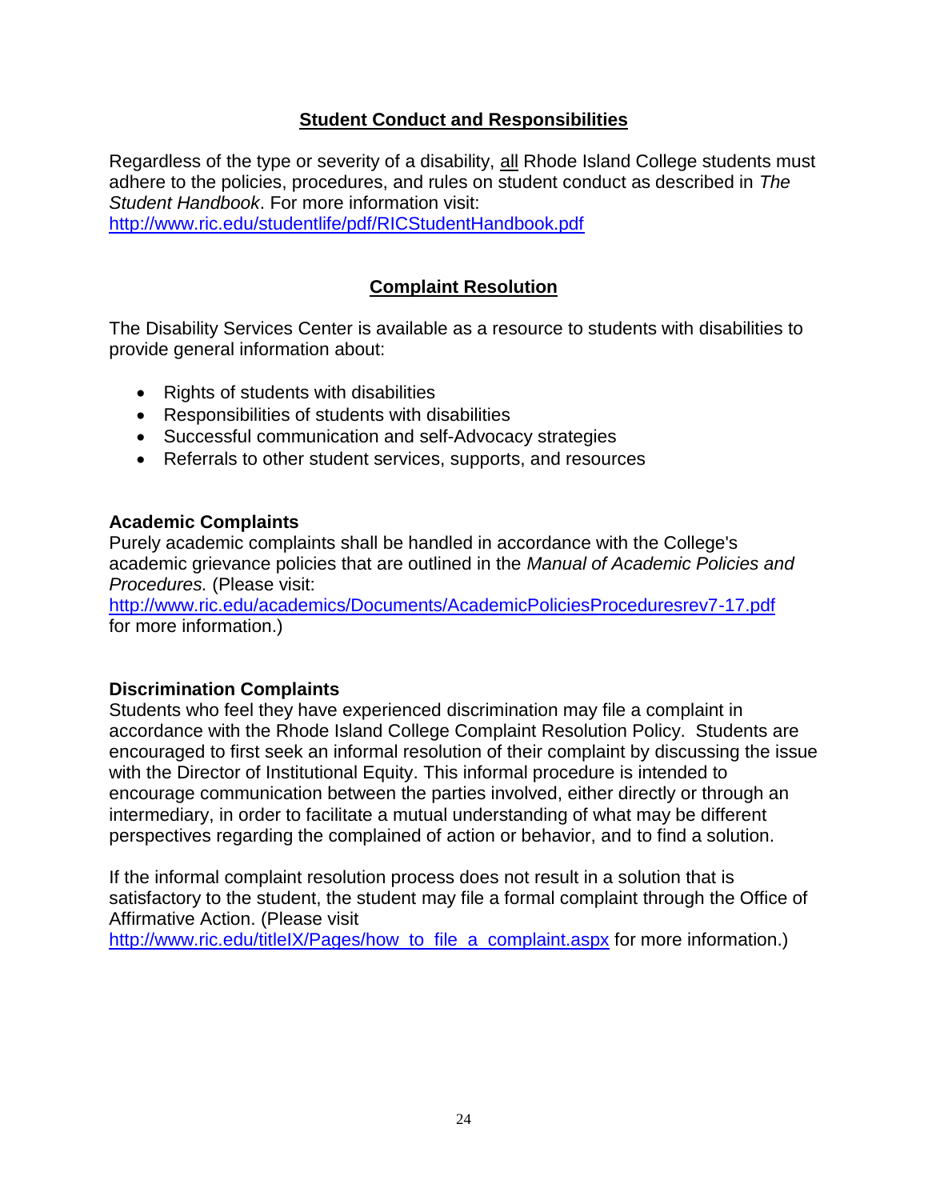## Student Conduct and Responsibilities

Regardless of the type or severity of a disability, <u>all</u> Rhode Island College students must adhere to the policies, procedures, and rules on student conduct as described in *The Student Handbook*. For more information visit:
http://www.ric.edu/studentlife/pdf/RICStudentHandbook.pdf

## Complaint Resolution

The Disability Services Center is available as a resource to students with disabilities to provide general information about:

- Rights of students with disabilities
- Responsibilities of students with disabilities
- Successful communication and self-Advocacy strategies
- Referrals to other student services, supports, and resources

### Academic Complaints

Purely academic complaints shall be handled in accordance with the College's academic grievance policies that are outlined in the *Manual of Academic Policies and Procedures.* (Please visit:
http://www.ric.edu/academics/Documents/AcademicPoliciesProceduresrev7-17.pdf
for more information.)

### Discrimination Complaints

Students who feel they have experienced discrimination may file a complaint in accordance with the Rhode Island College Complaint Resolution Policy. Students are encouraged to first seek an informal resolution of their complaint by discussing the issue with the Director of Institutional Equity. This informal procedure is intended to encourage communication between the parties involved, either directly or through an intermediary, in order to facilitate a mutual understanding of what may be different perspectives regarding the complained of action or behavior, and to find a solution.

If the informal complaint resolution process does not result in a solution that is satisfactory to the student, the student may file a formal complaint through the Office of Affirmative Action. (Please visit
http://www.ric.edu/titleIX/Pages/how_to_file_a_complaint.aspx for more information.)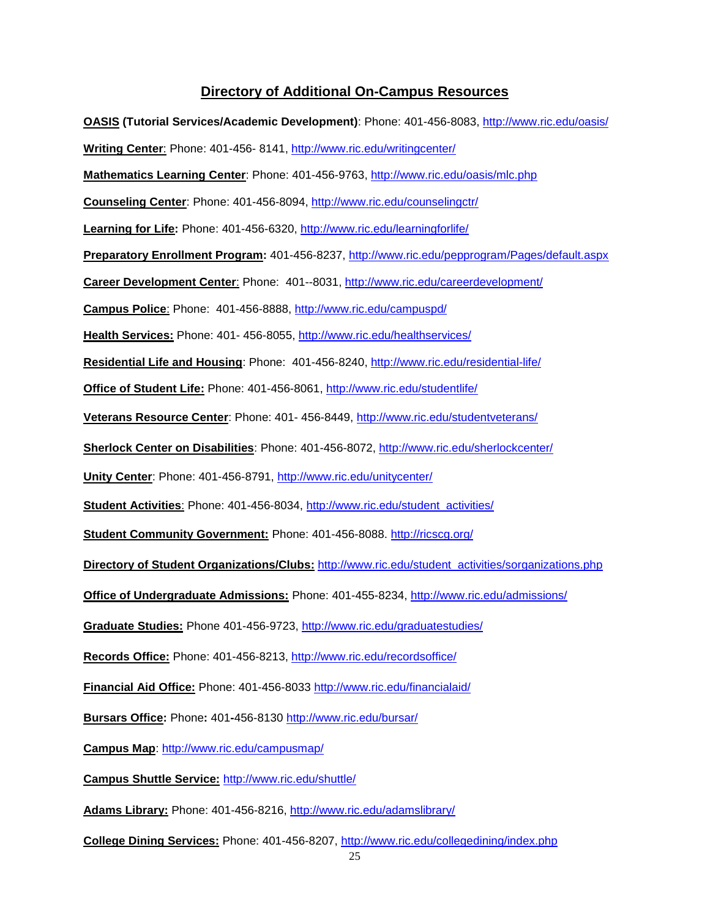## Directory of Additional On-Campus Resources

**OASIS (Tutorial Services/Academic Development)**: Phone: 401-456-8083, http://www.ric.edu/oasis/

**Writing Center**: Phone: 401-456- 8141, http://www.ric.edu/writingcenter/

**Mathematics Learning Center**: Phone: 401-456-9763, http://www.ric.edu/oasis/mlc.php

**Counseling Center**: Phone: 401-456-8094, http://www.ric.edu/counselingctr/

**Learning for Life:** Phone: 401-456-6320, http://www.ric.edu/learningforlife/

**Preparatory Enrollment Program:** 401-456-8237, http://www.ric.edu/pepprogram/Pages/default.aspx

**Career Development Center**: Phone: 401--8031, http://www.ric.edu/careerdevelopment/

**Campus Police**: Phone: 401-456-8888, http://www.ric.edu/campuspd/

**Health Services:** Phone: 401- 456-8055, http://www.ric.edu/healthservices/

**Residential Life and Housing**: Phone: 401-456-8240, http://www.ric.edu/residential-life/

**Office of Student Life:** Phone: 401-456-8061, http://www.ric.edu/studentlife/

**Veterans Resource Center**: Phone: 401- 456-8449, http://www.ric.edu/studentveterans/

**Sherlock Center on Disabilities**: Phone: 401-456-8072, http://www.ric.edu/sherlockcenter/

**Unity Center**: Phone: 401-456-8791, http://www.ric.edu/unitycenter/

**Student Activities**: Phone: 401-456-8034, http://www.ric.edu/student_activities/

**Student Community Government:** Phone: 401-456-8088. http://ricscg.org/

**Directory of Student Organizations/Clubs:** http://www.ric.edu/student_activities/sorganizations.php

**Office of Undergraduate Admissions:** Phone: 401-455-8234, http://www.ric.edu/admissions/

**Graduate Studies:** Phone 401-456-9723, http://www.ric.edu/graduatestudies/

**Records Office:** Phone: 401-456-8213, http://www.ric.edu/recordsoffice/

**Financial Aid Office:** Phone: 401-456-8033 http://www.ric.edu/financialaid/

**Bursars Office:** Phone: 401-456-8130 http://www.ric.edu/bursar/

**Campus Map**: http://www.ric.edu/campusmap/

**Campus Shuttle Service:** http://www.ric.edu/shuttle/

**Adams Library:** Phone: 401-456-8216, http://www.ric.edu/adamslibrary/

**College Dining Services:** Phone: 401-456-8207, http://www.ric.edu/collegedining/index.php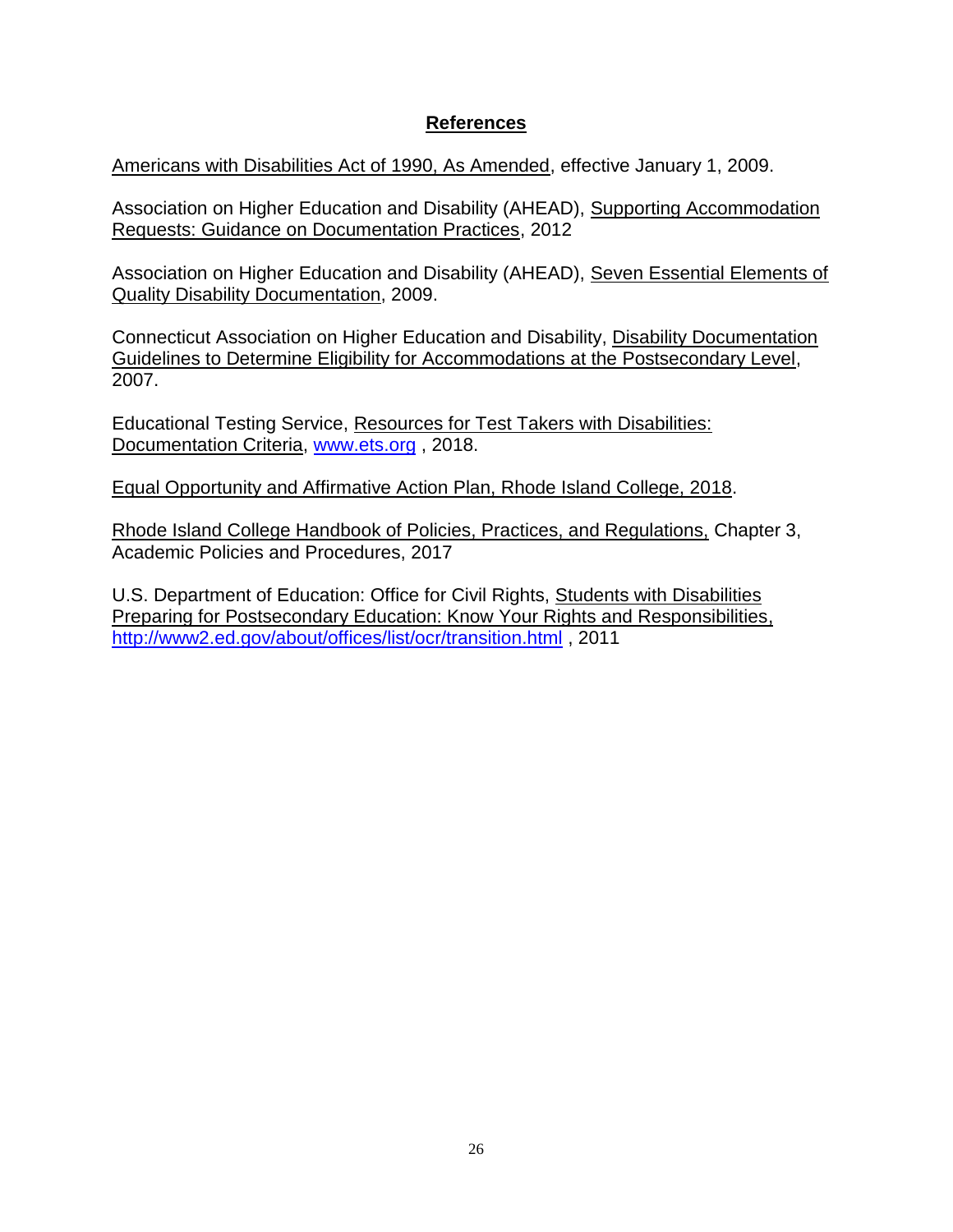## References

Americans with Disabilities Act of 1990, As Amended, effective January 1, 2009.

Association on Higher Education and Disability (AHEAD), Supporting Accommodation Requests: Guidance on Documentation Practices, 2012

Association on Higher Education and Disability (AHEAD), Seven Essential Elements of Quality Disability Documentation, 2009.

Connecticut Association on Higher Education and Disability, Disability Documentation Guidelines to Determine Eligibility for Accommodations at the Postsecondary Level, 2007.

Educational Testing Service, Resources for Test Takers with Disabilities: Documentation Criteria, www.ets.org , 2018.

Equal Opportunity and Affirmative Action Plan, Rhode Island College, 2018.

Rhode Island College Handbook of Policies, Practices, and Regulations, Chapter 3, Academic Policies and Procedures, 2017

U.S. Department of Education: Office for Civil Rights, Students with Disabilities Preparing for Postsecondary Education: Know Your Rights and Responsibilities, http://www2.ed.gov/about/offices/list/ocr/transition.html , 2011